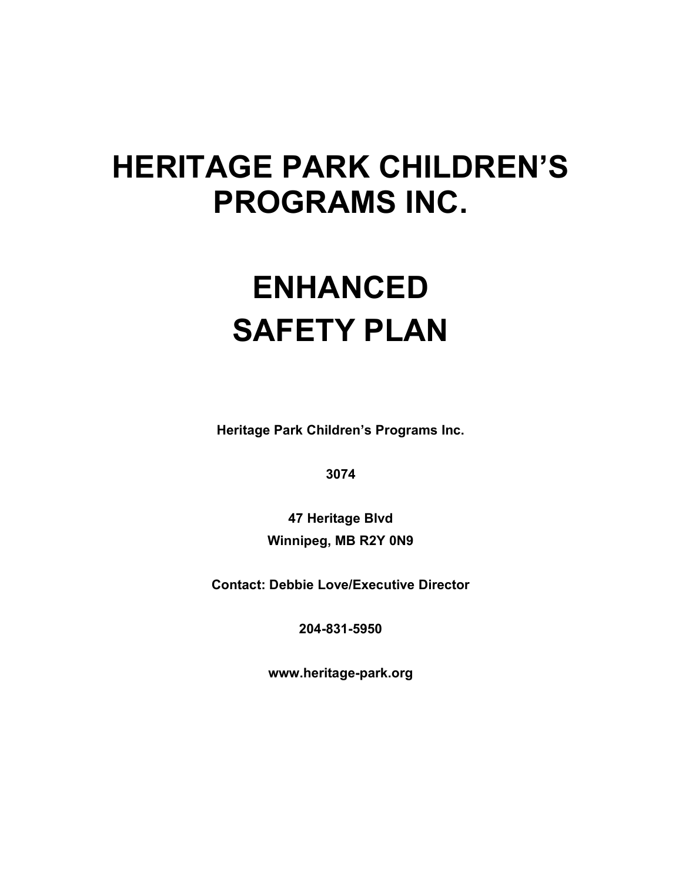# HERITAGE PARK CHILDREN'S PROGRAMS INC.

# ENHANCED SAFETY PLAN

**Heritage Park Children's Programs Inc.**

**3074**

**47 Heritage Blvd**
**Winnipeg, MB R2Y 0N9**

**Contact: Debbie Love/Executive Director**

**204-831-5950**

**www.heritage-park.org**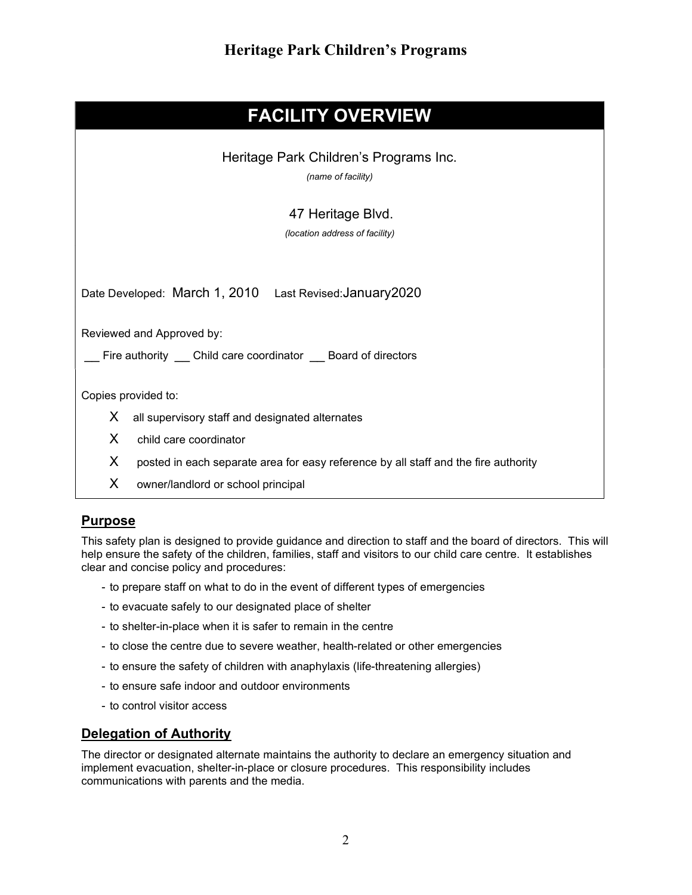## FACILITY OVERVIEW

Heritage Park Children's Programs Inc.

*(name of facility)*

47 Heritage Blvd.

*(location address of facility)*

Date Developed: March 1, 2010    Last Revised: January2020

Reviewed and Approved by:

\_\_ Fire authority \_\_ Child care coordinator \_\_ Board of directors

Copies provided to:

- X all supervisory staff and designated alternates
- X child care coordinator
- X posted in each separate area for easy reference by all staff and the fire authority
- X owner/landlord or school principal

## Purpose

This safety plan is designed to provide guidance and direction to staff and the board of directors. This will help ensure the safety of the children, families, staff and visitors to our child care centre. It establishes clear and concise policy and procedures:

- to prepare staff on what to do in the event of different types of emergencies
- to evacuate safely to our designated place of shelter
- to shelter-in-place when it is safer to remain in the centre
- to close the centre due to severe weather, health-related or other emergencies
- to ensure the safety of children with anaphylaxis (life-threatening allergies)
- to ensure safe indoor and outdoor environments
- to control visitor access

## Delegation of Authority

The director or designated alternate maintains the authority to declare an emergency situation and implement evacuation, shelter-in-place or closure procedures. This responsibility includes communications with parents and the media.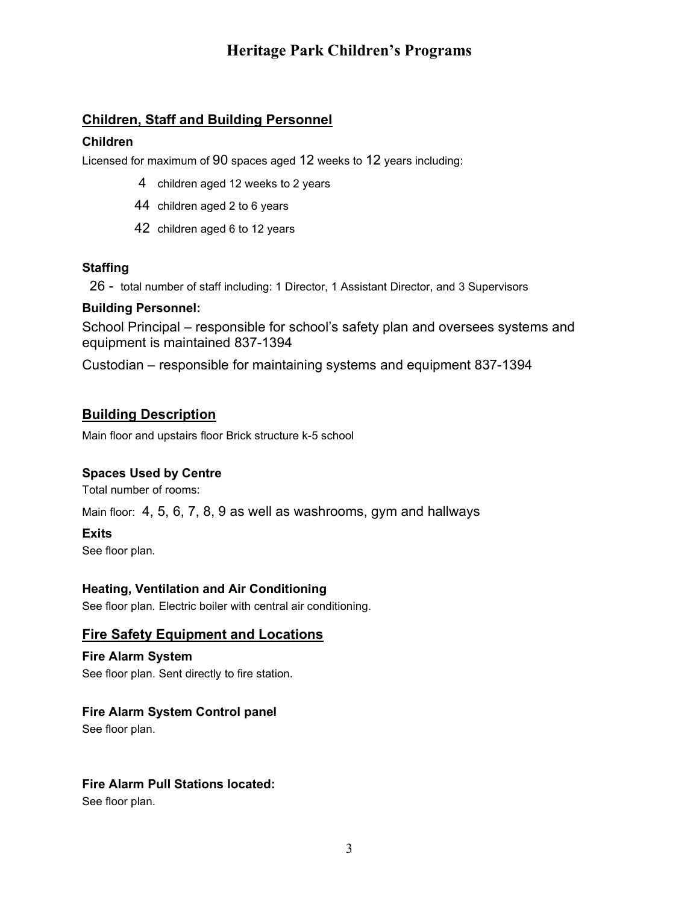# Heritage Park Children's Programs

## Children, Staff and Building Personnel

### Children

Licensed for maximum of 90 spaces aged 12 weeks to 12 years including:

- 4 children aged 12 weeks to 2 years
- 44 children aged 2 to 6 years
- 42 children aged 6 to 12 years

### Staffing

26 - total number of staff including: 1 Director, 1 Assistant Director, and 3 Supervisors

### Building Personnel:

School Principal – responsible for school's safety plan and oversees systems and equipment is maintained 837-1394

Custodian – responsible for maintaining systems and equipment 837-1394

## Building Description

Main floor and upstairs floor Brick structure k-5 school

### Spaces Used by Centre

Total number of rooms:

Main floor: 4, 5, 6, 7, 8, 9 as well as washrooms, gym and hallways

### Exits

See floor plan.

### Heating, Ventilation and Air Conditioning

See floor plan. Electric boiler with central air conditioning.

## Fire Safety Equipment and Locations

### Fire Alarm System

See floor plan. Sent directly to fire station.

### Fire Alarm System Control panel

See floor plan.

### Fire Alarm Pull Stations located:

See floor plan.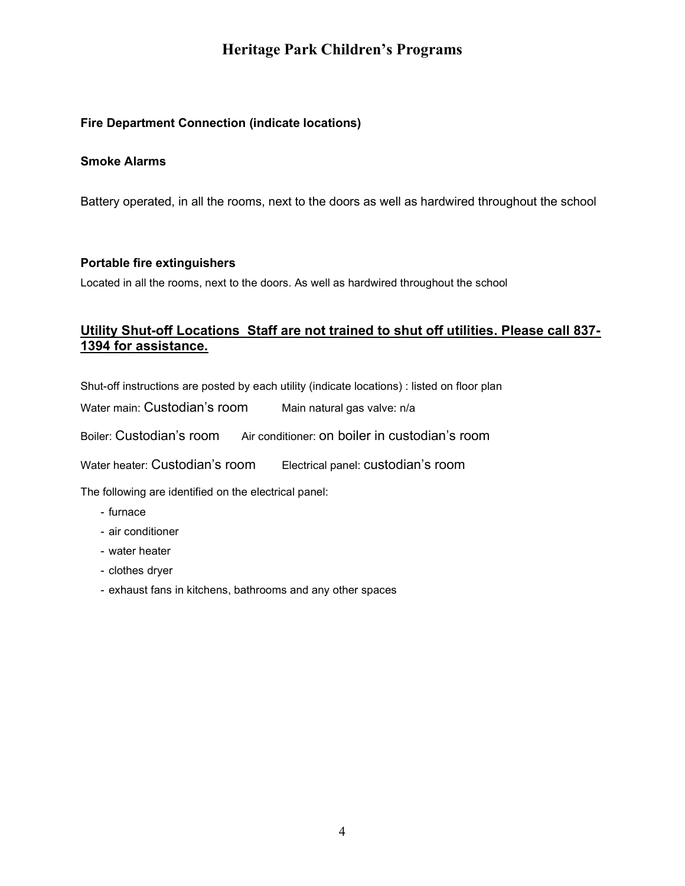# Heritage Park Children's Programs

**Fire Department Connection (indicate locations)**

**Smoke Alarms**

Battery operated, in all the rooms, next to the doors as well as hardwired throughout the school

**Portable fire extinguishers**

Located in all the rooms, next to the doors. As well as hardwired throughout the school

## Utility Shut-off Locations  Staff are not trained to shut off utilities. Please call 837-1394 for assistance.

Shut-off instructions are posted by each utility (indicate locations) : listed on floor plan

Water main: Custodian's room        Main natural gas valve: n/a

Boiler: Custodian's room        Air conditioner: on boiler in custodian's room

Water heater: Custodian's room        Electrical panel: custodian's room

The following are identified on the electrical panel:

- furnace
- air conditioner
- water heater
- clothes dryer
- exhaust fans in kitchens, bathrooms and any other spaces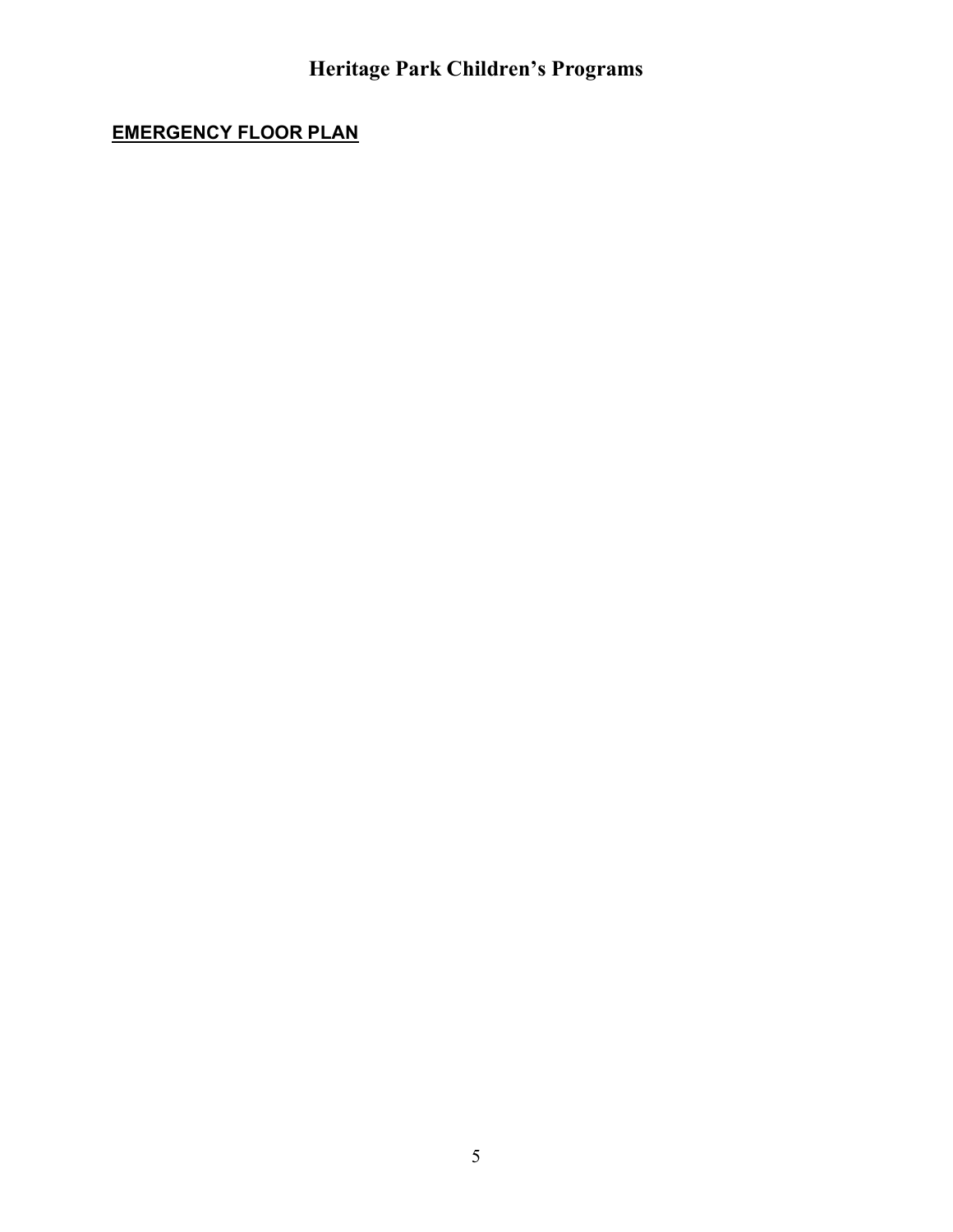## EMERGENCY FLOOR PLAN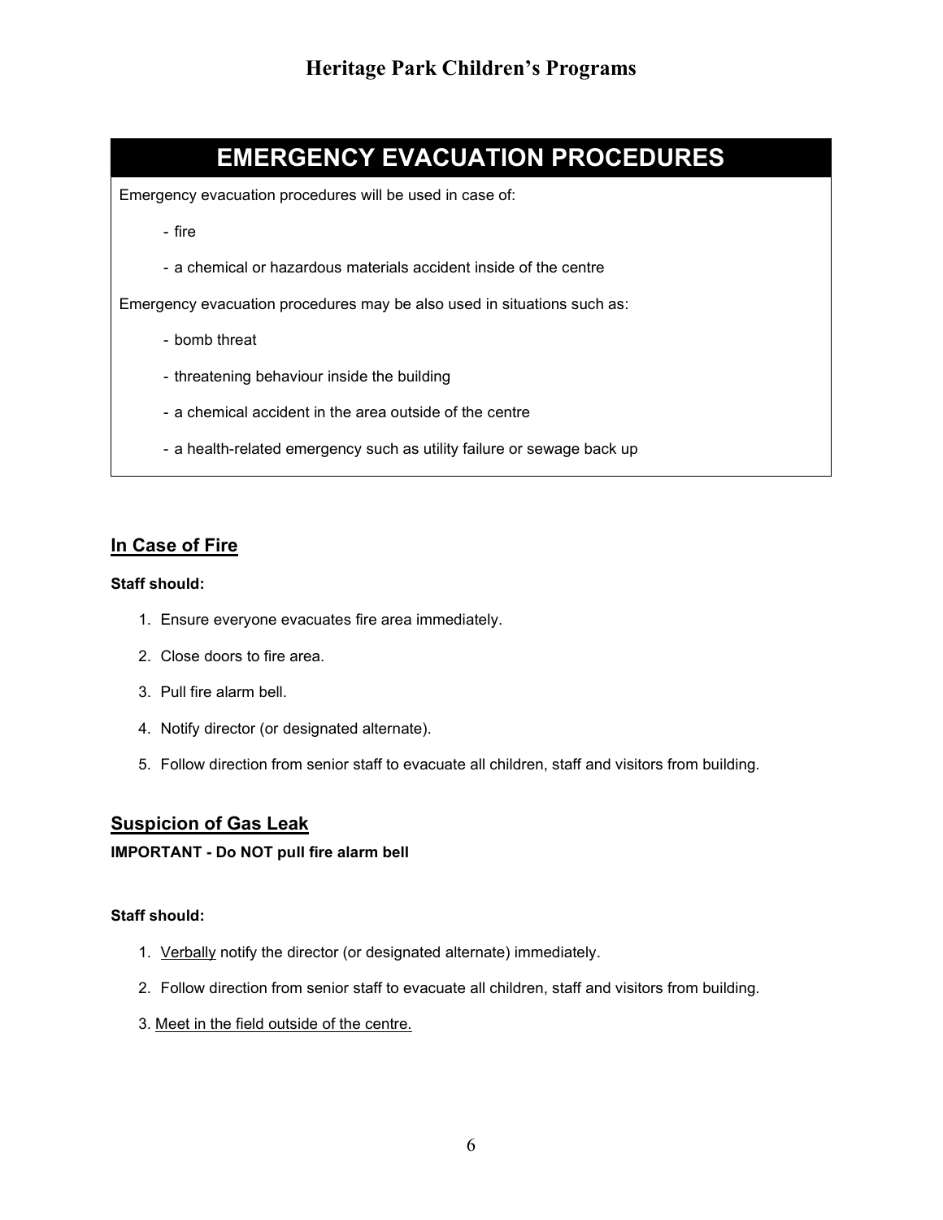# EMERGENCY EVACUATION PROCEDURES

Emergency evacuation procedures will be used in case of:

- fire
- a chemical or hazardous materials accident inside of the centre

Emergency evacuation procedures may be also used in situations such as:

- bomb threat
- threatening behaviour inside the building
- a chemical accident in the area outside of the centre
- a health-related emergency such as utility failure or sewage back up

## In Case of Fire

**Staff should:**

1. Ensure everyone evacuates fire area immediately.
2. Close doors to fire area.
3. Pull fire alarm bell.
4. Notify director (or designated alternate).
5. Follow direction from senior staff to evacuate all children, staff and visitors from building.

## Suspicion of Gas Leak

**IMPORTANT - Do NOT pull fire alarm bell**

**Staff should:**

1. Verbally notify the director (or designated alternate) immediately.
2. Follow direction from senior staff to evacuate all children, staff and visitors from building.
3. Meet in the field outside of the centre.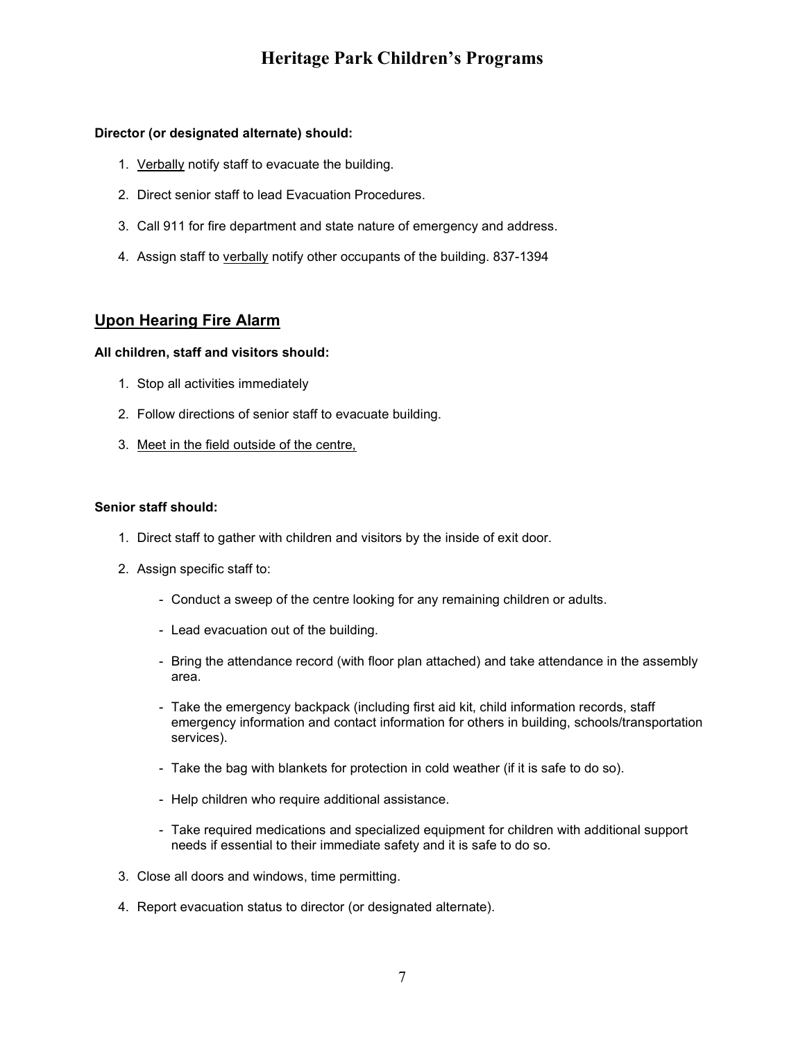**Director (or designated alternate) should:**

1. <u>Verbally</u> notify staff to evacuate the building.
2. Direct senior staff to lead Evacuation Procedures.
3. Call 911 for fire department and state nature of emergency and address.
4. Assign staff to <u>verbally</u> notify other occupants of the building. 837-1394

## <u>Upon Hearing Fire Alarm</u>

**All children, staff and visitors should:**

1. Stop all activities immediately
2. Follow directions of senior staff to evacuate building.
3. <u>Meet in the field outside of the centre,</u>

**Senior staff should:**

1. Direct staff to gather with children and visitors by the inside of exit door.
2. Assign specific staff to:
   - Conduct a sweep of the centre looking for any remaining children or adults.
   - Lead evacuation out of the building.
   - Bring the attendance record (with floor plan attached) and take attendance in the assembly area.
   - Take the emergency backpack (including first aid kit, child information records, staff emergency information and contact information for others in building, schools/transportation services).
   - Take the bag with blankets for protection in cold weather (if it is safe to do so).
   - Help children who require additional assistance.
   - Take required medications and specialized equipment for children with additional support needs if essential to their immediate safety and it is safe to do so.
3. Close all doors and windows, time permitting.
4. Report evacuation status to director (or designated alternate).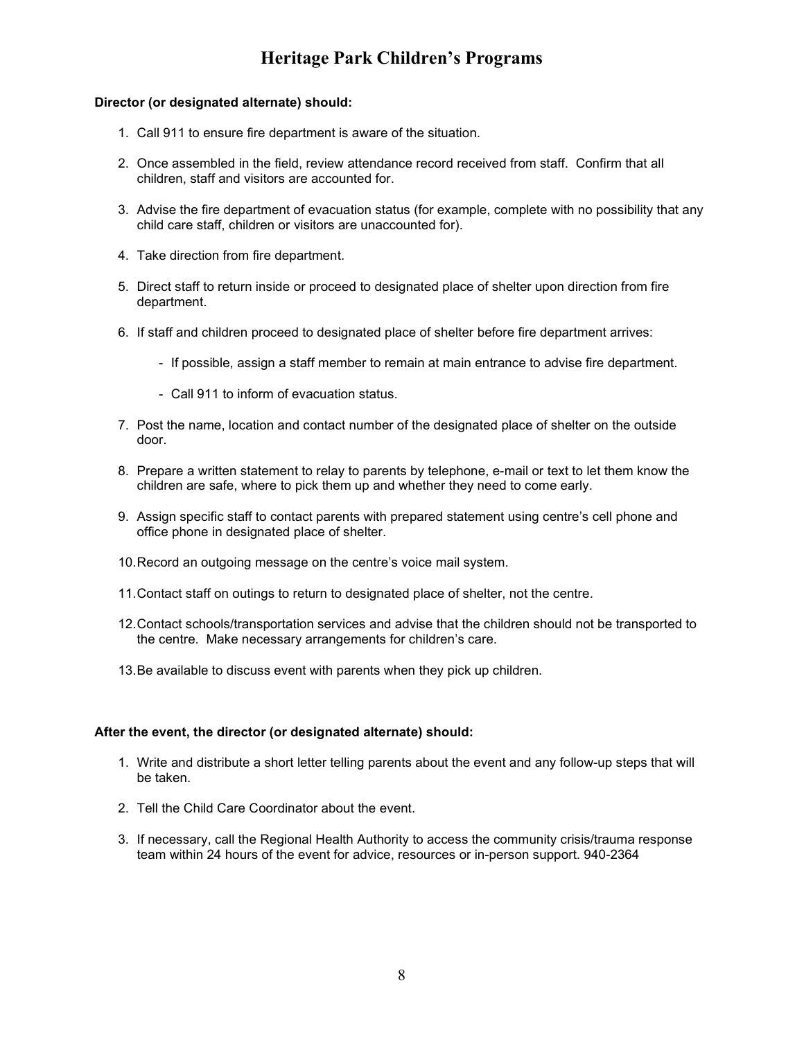# Heritage Park Children's Programs

**Director (or designated alternate) should:**

1. Call 911 to ensure fire department is aware of the situation.
2. Once assembled in the field, review attendance record received from staff. Confirm that all children, staff and visitors are accounted for.
3. Advise the fire department of evacuation status (for example, complete with no possibility that any child care staff, children or visitors are unaccounted for).
4. Take direction from fire department.
5. Direct staff to return inside or proceed to designated place of shelter upon direction from fire department.
6. If staff and children proceed to designated place of shelter before fire department arrives:
   - If possible, assign a staff member to remain at main entrance to advise fire department.
   - Call 911 to inform of evacuation status.
7. Post the name, location and contact number of the designated place of shelter on the outside door.
8. Prepare a written statement to relay to parents by telephone, e-mail or text to let them know the children are safe, where to pick them up and whether they need to come early.
9. Assign specific staff to contact parents with prepared statement using centre's cell phone and office phone in designated place of shelter.
10. Record an outgoing message on the centre's voice mail system.
11. Contact staff on outings to return to designated place of shelter, not the centre.
12. Contact schools/transportation services and advise that the children should not be transported to the centre. Make necessary arrangements for children's care.
13. Be available to discuss event with parents when they pick up children.

**After the event, the director (or designated alternate) should:**

1. Write and distribute a short letter telling parents about the event and any follow-up steps that will be taken.
2. Tell the Child Care Coordinator about the event.
3. If necessary, call the Regional Health Authority to access the community crisis/trauma response team within 24 hours of the event for advice, resources or in-person support. 940-2364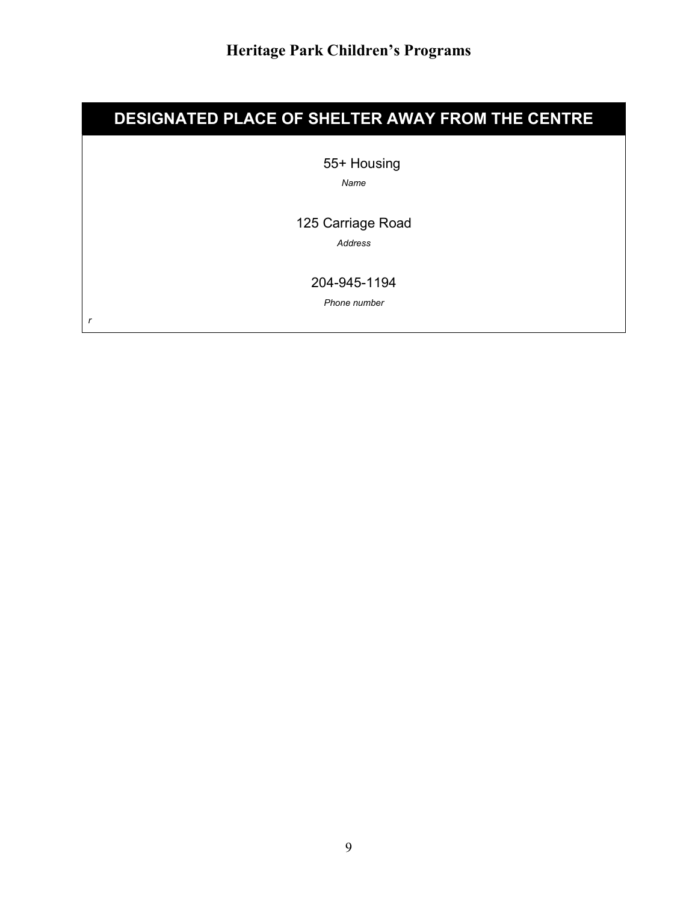## DESIGNATED PLACE OF SHELTER AWAY FROM THE CENTRE

55+ Housing

*Name*

125 Carriage Road

*Address*

204-945-1194

*Phone number*

*r*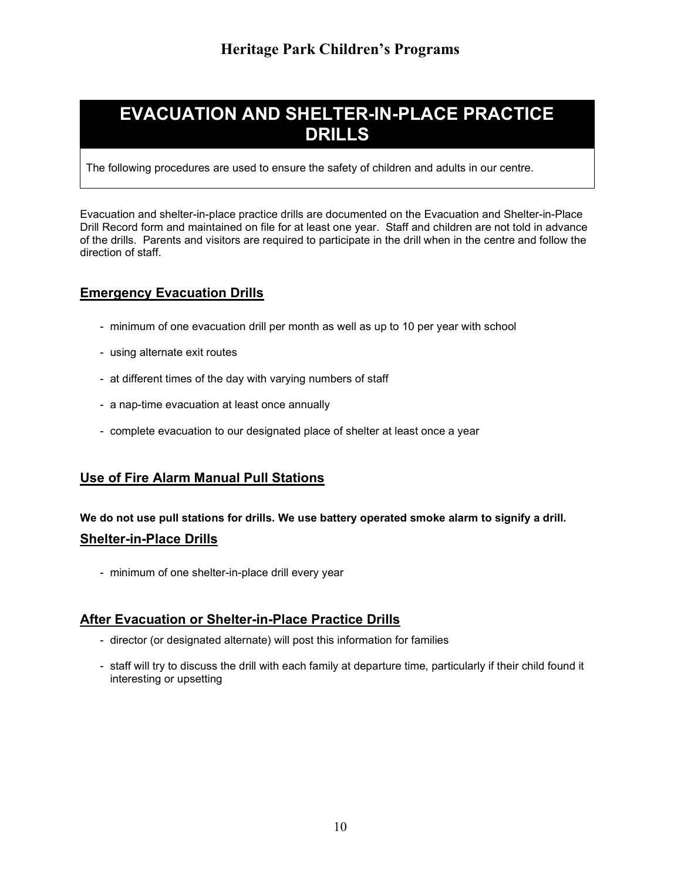# EVACUATION AND SHELTER-IN-PLACE PRACTICE DRILLS

The following procedures are used to ensure the safety of children and adults in our centre.

Evacuation and shelter-in-place practice drills are documented on the Evacuation and Shelter-in-Place Drill Record form and maintained on file for at least one year. Staff and children are not told in advance of the drills. Parents and visitors are required to participate in the drill when in the centre and follow the direction of staff.

## Emergency Evacuation Drills

- minimum of one evacuation drill per month as well as up to 10 per year with school
- using alternate exit routes
- at different times of the day with varying numbers of staff
- a nap-time evacuation at least once annually
- complete evacuation to our designated place of shelter at least once a year

## Use of Fire Alarm Manual Pull Stations

**We do not use pull stations for drills. We use battery operated smoke alarm to signify a drill.**

## Shelter-in-Place Drills

- minimum of one shelter-in-place drill every year

## After Evacuation or Shelter-in-Place Practice Drills

- director (or designated alternate) will post this information for families
- staff will try to discuss the drill with each family at departure time, particularly if their child found it interesting or upsetting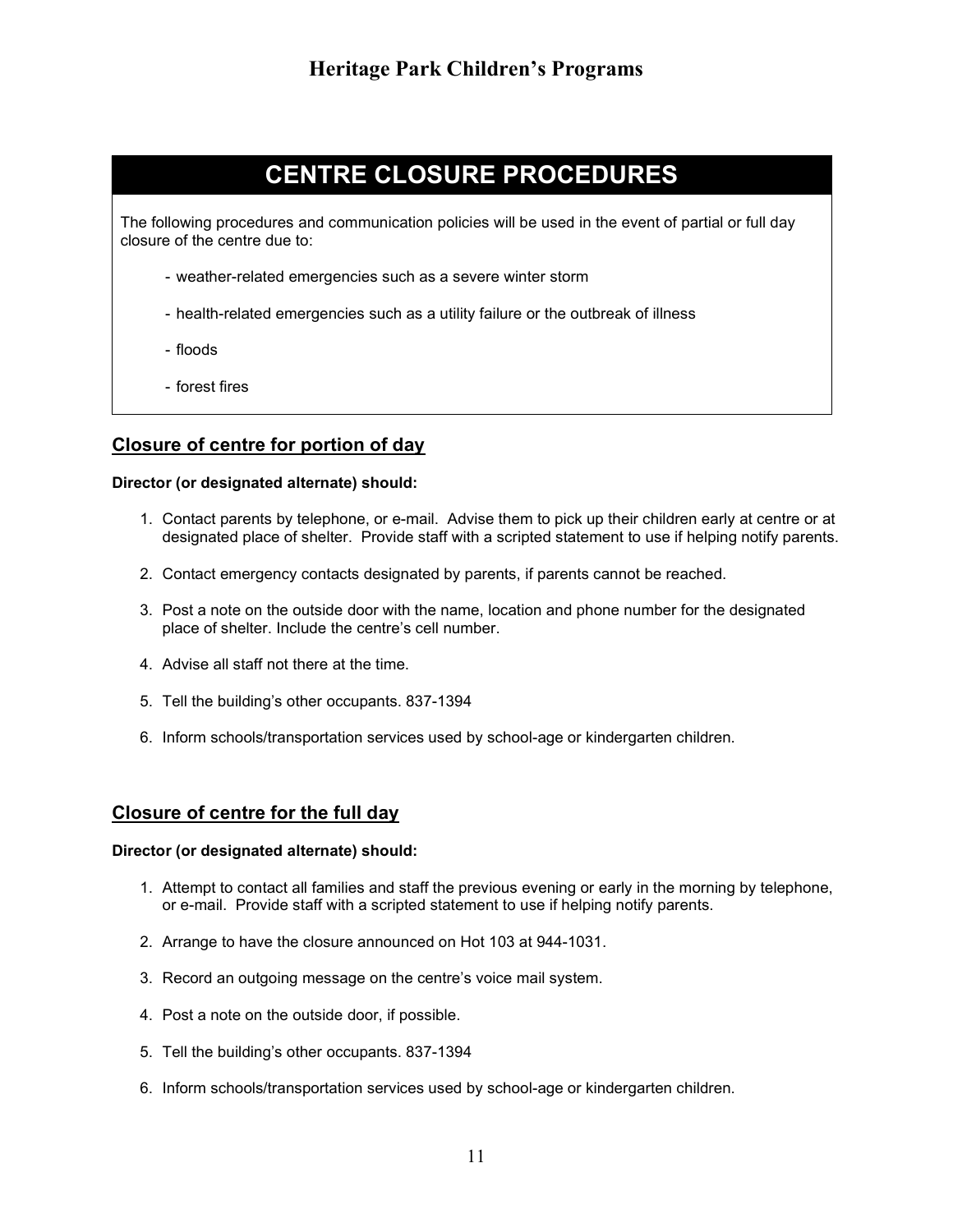# CENTRE CLOSURE PROCEDURES

The following procedures and communication policies will be used in the event of partial or full day closure of the centre due to:

- weather-related emergencies such as a severe winter storm
- health-related emergencies such as a utility failure or the outbreak of illness
- floods
- forest fires

## Closure of centre for portion of day

**Director (or designated alternate) should:**

1. Contact parents by telephone, or e-mail. Advise them to pick up their children early at centre or at designated place of shelter. Provide staff with a scripted statement to use if helping notify parents.
2. Contact emergency contacts designated by parents, if parents cannot be reached.
3. Post a note on the outside door with the name, location and phone number for the designated place of shelter. Include the centre's cell number.
4. Advise all staff not there at the time.
5. Tell the building's other occupants. 837-1394
6. Inform schools/transportation services used by school-age or kindergarten children.

## Closure of centre for the full day

**Director (or designated alternate) should:**

1. Attempt to contact all families and staff the previous evening or early in the morning by telephone, or e-mail. Provide staff with a scripted statement to use if helping notify parents.
2. Arrange to have the closure announced on Hot 103 at 944-1031.
3. Record an outgoing message on the centre's voice mail system.
4. Post a note on the outside door, if possible.
5. Tell the building's other occupants. 837-1394
6. Inform schools/transportation services used by school-age or kindergarten children.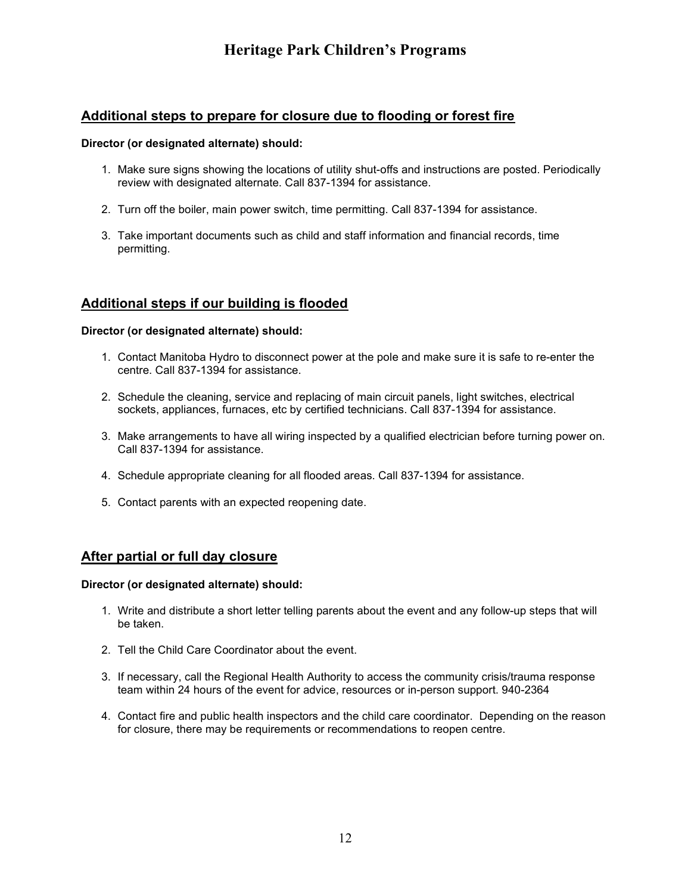## Additional steps to prepare for closure due to flooding or forest fire

**Director (or designated alternate) should:**

1. Make sure signs showing the locations of utility shut-offs and instructions are posted. Periodically review with designated alternate. Call 837-1394 for assistance.

2. Turn off the boiler, main power switch, time permitting. Call 837-1394 for assistance.

3. Take important documents such as child and staff information and financial records, time permitting.

## Additional steps if our building is flooded

**Director (or designated alternate) should:**

1. Contact Manitoba Hydro to disconnect power at the pole and make sure it is safe to re-enter the centre. Call 837-1394 for assistance.

2. Schedule the cleaning, service and replacing of main circuit panels, light switches, electrical sockets, appliances, furnaces, etc by certified technicians. Call 837-1394 for assistance.

3. Make arrangements to have all wiring inspected by a qualified electrician before turning power on. Call 837-1394 for assistance.

4. Schedule appropriate cleaning for all flooded areas. Call 837-1394 for assistance.

5. Contact parents with an expected reopening date.

## After partial or full day closure

**Director (or designated alternate) should:**

1. Write and distribute a short letter telling parents about the event and any follow-up steps that will be taken.

2. Tell the Child Care Coordinator about the event.

3. If necessary, call the Regional Health Authority to access the community crisis/trauma response team within 24 hours of the event for advice, resources or in-person support. 940-2364

4. Contact fire and public health inspectors and the child care coordinator. Depending on the reason for closure, there may be requirements or recommendations to reopen centre.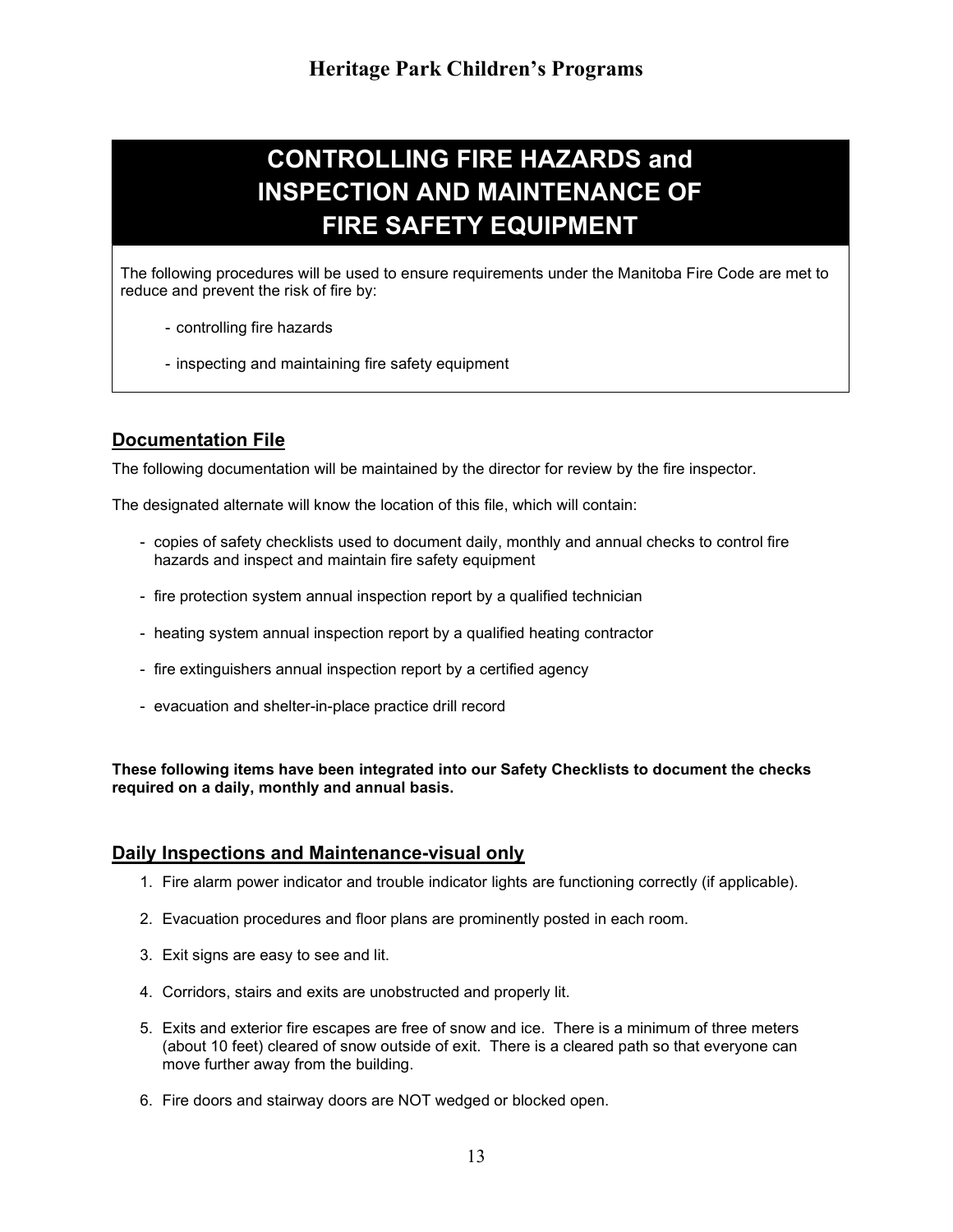# CONTROLLING FIRE HAZARDS and INSPECTION AND MAINTENANCE OF FIRE SAFETY EQUIPMENT

The following procedures will be used to ensure requirements under the Manitoba Fire Code are met to reduce and prevent the risk of fire by:

- controlling fire hazards
- inspecting and maintaining fire safety equipment

## Documentation File

The following documentation will be maintained by the director for review by the fire inspector.

The designated alternate will know the location of this file, which will contain:

- copies of safety checklists used to document daily, monthly and annual checks to control fire hazards and inspect and maintain fire safety equipment
- fire protection system annual inspection report by a qualified technician
- heating system annual inspection report by a qualified heating contractor
- fire extinguishers annual inspection report by a certified agency
- evacuation and shelter-in-place practice drill record

**These following items have been integrated into our Safety Checklists to document the checks required on a daily, monthly and annual basis.**

## Daily Inspections and Maintenance-visual only

1. Fire alarm power indicator and trouble indicator lights are functioning correctly (if applicable).
2. Evacuation procedures and floor plans are prominently posted in each room.
3. Exit signs are easy to see and lit.
4. Corridors, stairs and exits are unobstructed and properly lit.
5. Exits and exterior fire escapes are free of snow and ice. There is a minimum of three meters (about 10 feet) cleared of snow outside of exit. There is a cleared path so that everyone can move further away from the building.
6. Fire doors and stairway doors are NOT wedged or blocked open.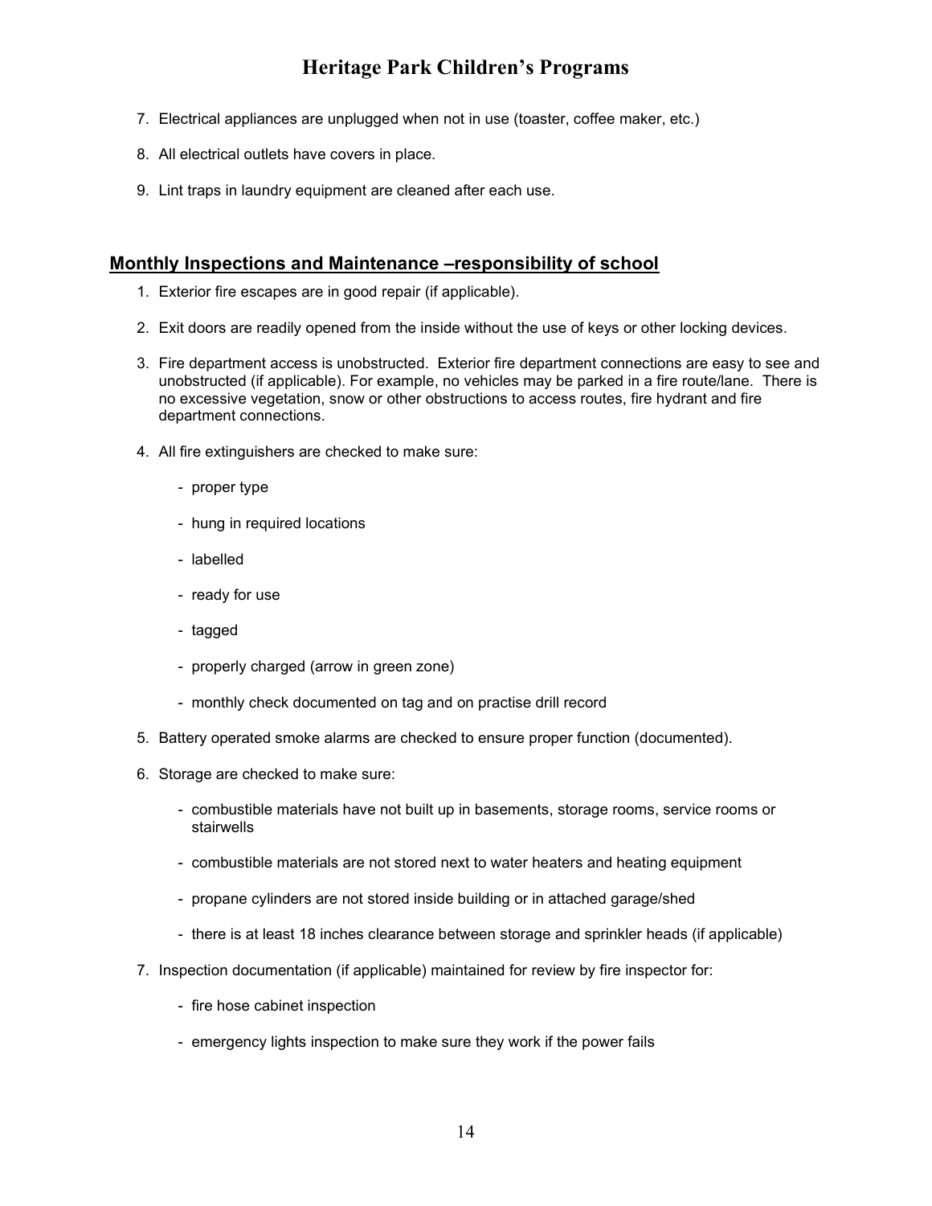7. Electrical appliances are unplugged when not in use (toaster, coffee maker, etc.)

8. All electrical outlets have covers in place.

9. Lint traps in laundry equipment are cleaned after each use.

## Monthly Inspections and Maintenance –responsibility of school

1. Exterior fire escapes are in good repair (if applicable).

2. Exit doors are readily opened from the inside without the use of keys or other locking devices.

3. Fire department access is unobstructed. Exterior fire department connections are easy to see and unobstructed (if applicable). For example, no vehicles may be parked in a fire route/lane. There is no excessive vegetation, snow or other obstructions to access routes, fire hydrant and fire department connections.

4. All fire extinguishers are checked to make sure:

   - proper type
   - hung in required locations
   - labelled
   - ready for use
   - tagged
   - properly charged (arrow in green zone)
   - monthly check documented on tag and on practise drill record

5. Battery operated smoke alarms are checked to ensure proper function (documented).

6. Storage are checked to make sure:

   - combustible materials have not built up in basements, storage rooms, service rooms or stairwells
   - combustible materials are not stored next to water heaters and heating equipment
   - propane cylinders are not stored inside building or in attached garage/shed
   - there is at least 18 inches clearance between storage and sprinkler heads (if applicable)

7. Inspection documentation (if applicable) maintained for review by fire inspector for:

   - fire hose cabinet inspection
   - emergency lights inspection to make sure they work if the power fails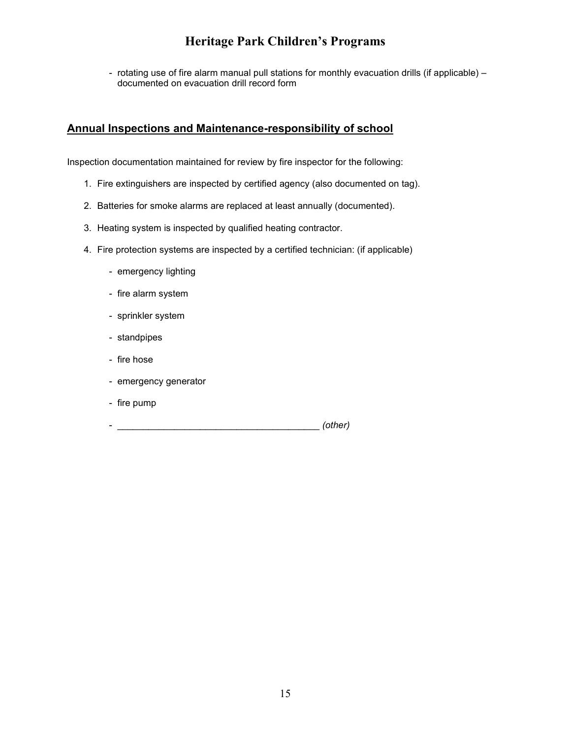- rotating use of fire alarm manual pull stations for monthly evacuation drills (if applicable) – documented on evacuation drill record form

## **Annual Inspections and Maintenance-responsibility of school**

Inspection documentation maintained for review by fire inspector for the following:

1. Fire extinguishers are inspected by certified agency (also documented on tag).
2. Batteries for smoke alarms are replaced at least annually (documented).
3. Heating system is inspected by qualified heating contractor.
4. Fire protection systems are inspected by a certified technician: (if applicable)
   - emergency lighting
   - fire alarm system
   - sprinkler system
   - standpipes
   - fire hose
   - emergency generator
   - fire pump
   - _______________________________________ *(other)*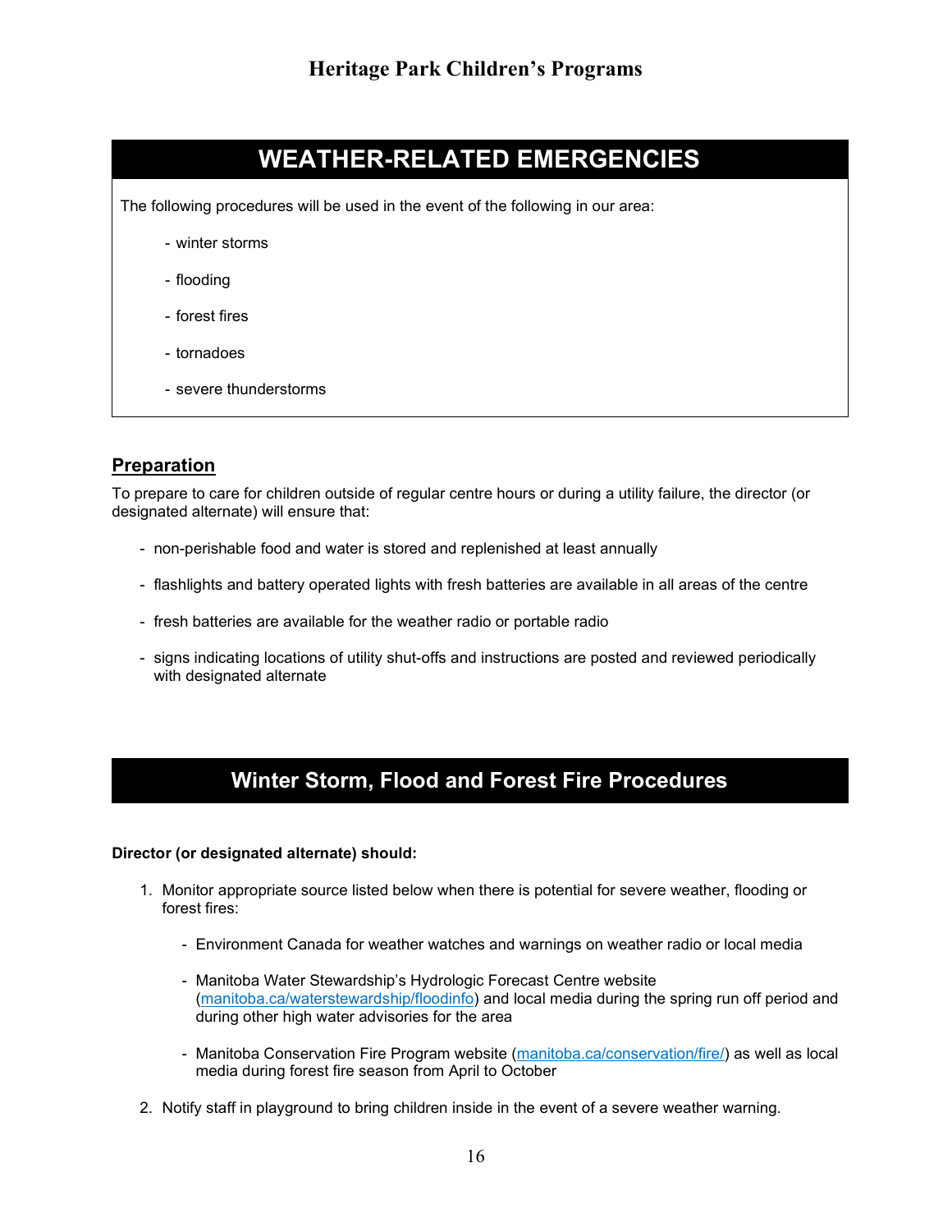## WEATHER-RELATED EMERGENCIES

The following procedures will be used in the event of the following in our area:

- winter storms
- flooding
- forest fires
- tornadoes
- severe thunderstorms

### Preparation

To prepare to care for children outside of regular centre hours or during a utility failure, the director (or designated alternate) will ensure that:

- non-perishable food and water is stored and replenished at least annually
- flashlights and battery operated lights with fresh batteries are available in all areas of the centre
- fresh batteries are available for the weather radio or portable radio
- signs indicating locations of utility shut-offs and instructions are posted and reviewed periodically with designated alternate

## Winter Storm, Flood and Forest Fire Procedures

**Director (or designated alternate) should:**

1. Monitor appropriate source listed below when there is potential for severe weather, flooding or forest fires:
   - Environment Canada for weather watches and warnings on weather radio or local media
   - Manitoba Water Stewardship's Hydrologic Forecast Centre website (manitoba.ca/waterstewardship/floodinfo) and local media during the spring run off period and during other high water advisories for the area
   - Manitoba Conservation Fire Program website (manitoba.ca/conservation/fire/) as well as local media during forest fire season from April to October
2. Notify staff in playground to bring children inside in the event of a severe weather warning.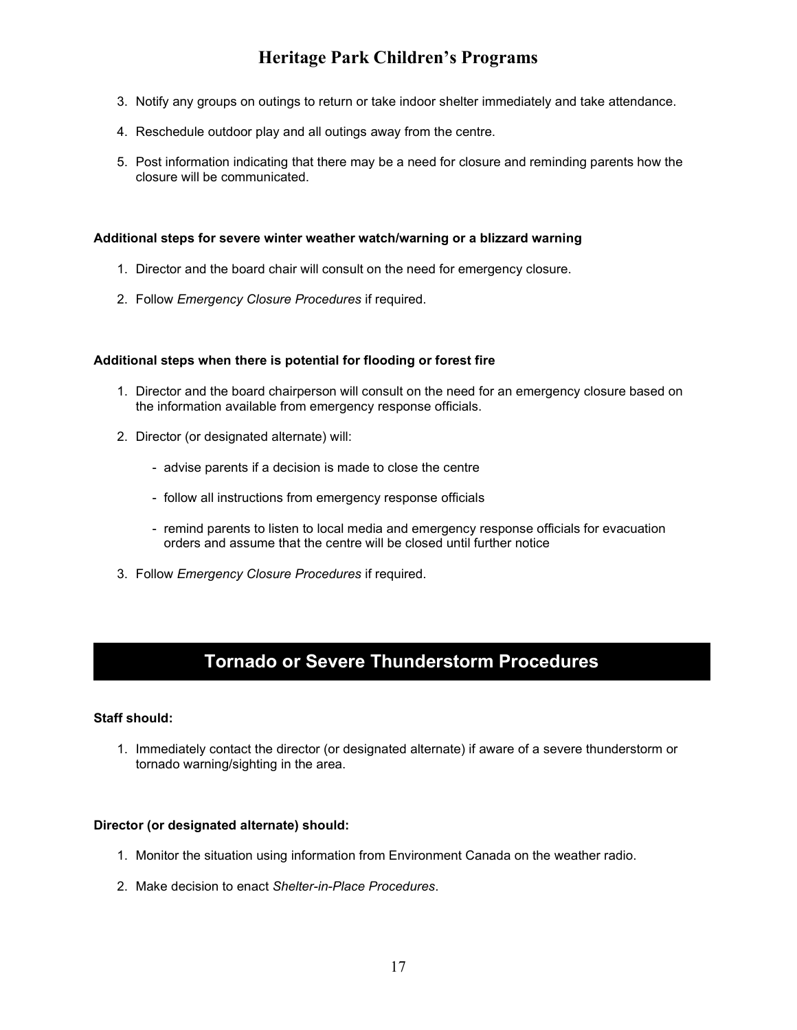3. Notify any groups on outings to return or take indoor shelter immediately and take attendance.

4. Reschedule outdoor play and all outings away from the centre.

5. Post information indicating that there may be a need for closure and reminding parents how the closure will be communicated.

**Additional steps for severe winter weather watch/warning or a blizzard warning**

1. Director and the board chair will consult on the need for emergency closure.

2. Follow *Emergency Closure Procedures* if required.

**Additional steps when there is potential for flooding or forest fire**

1. Director and the board chairperson will consult on the need for an emergency closure based on the information available from emergency response officials.

2. Director (or designated alternate) will:

   - advise parents if a decision is made to close the centre

   - follow all instructions from emergency response officials

   - remind parents to listen to local media and emergency response officials for evacuation orders and assume that the centre will be closed until further notice

3. Follow *Emergency Closure Procedures* if required.

## Tornado or Severe Thunderstorm Procedures

**Staff should:**

1. Immediately contact the director (or designated alternate) if aware of a severe thunderstorm or tornado warning/sighting in the area.

**Director (or designated alternate) should:**

1. Monitor the situation using information from Environment Canada on the weather radio.

2. Make decision to enact *Shelter-in-Place Procedures*.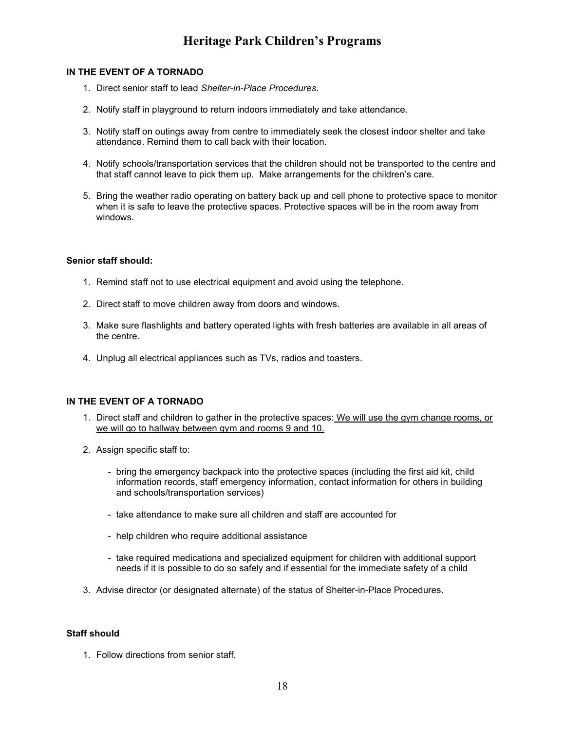## Heritage Park Children's Programs

**IN THE EVENT OF A TORNADO**

1. Direct senior staff to lead *Shelter-in-Place Procedures*.

2. Notify staff in playground to return indoors immediately and take attendance.

3. Notify staff on outings away from centre to immediately seek the closest indoor shelter and take attendance. Remind them to call back with their location.

4. Notify schools/transportation services that the children should not be transported to the centre and that staff cannot leave to pick them up. Make arrangements for the children's care.

5. Bring the weather radio operating on battery back up and cell phone to protective space to monitor when it is safe to leave the protective spaces. Protective spaces will be in the room away from windows.

**Senior staff should:**

1. Remind staff not to use electrical equipment and avoid using the telephone.

2. Direct staff to move children away from doors and windows.

3. Make sure flashlights and battery operated lights with fresh batteries are available in all areas of the centre.

4. Unplug all electrical appliances such as TVs, radios and toasters.

**IN THE EVENT OF A TORNADO**

1. Direct staff and children to gather in the protective spaces: <u>We will use the gym change rooms, or we will go to hallway between gym and rooms 9 and 10.</u>

2. Assign specific staff to:

   - bring the emergency backpack into the protective spaces (including the first aid kit, child information records, staff emergency information, contact information for others in building and schools/transportation services)

   - take attendance to make sure all children and staff are accounted for

   - help children who require additional assistance

   - take required medications and specialized equipment for children with additional support needs if it is possible to do so safely and if essential for the immediate safety of a child

3. Advise director (or designated alternate) of the status of Shelter-in-Place Procedures.

**Staff should**

1. Follow directions from senior staff.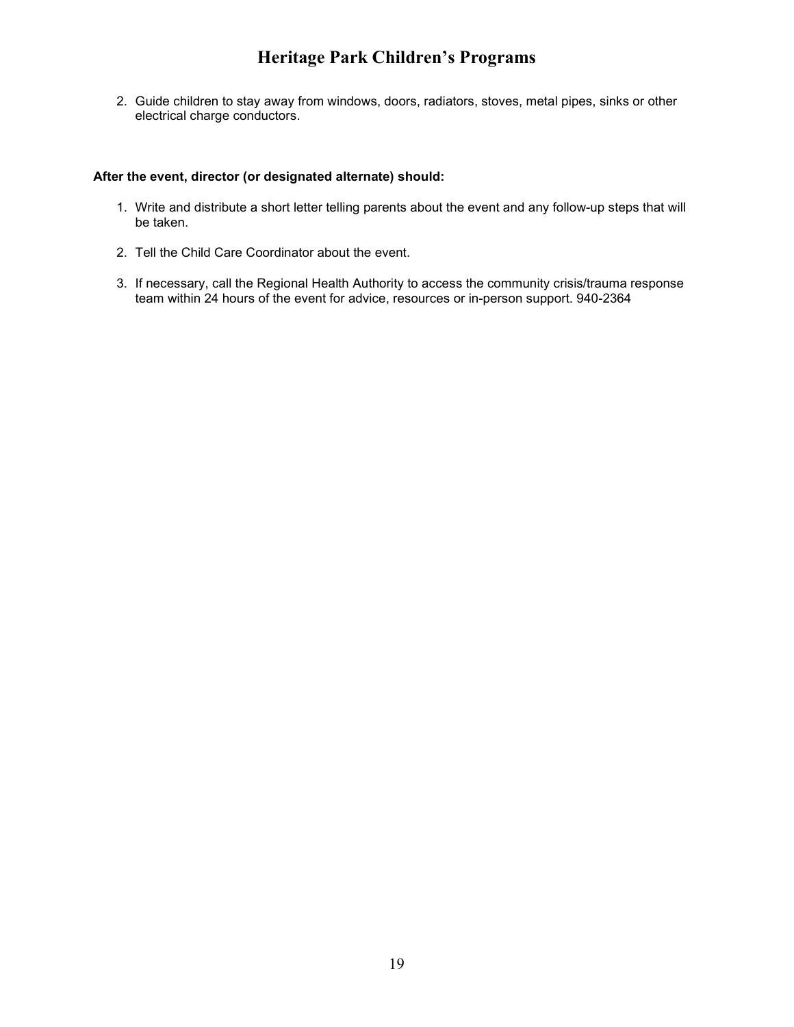2. Guide children to stay away from windows, doors, radiators, stoves, metal pipes, sinks or other electrical charge conductors.

**After the event, director (or designated alternate) should:**

1. Write and distribute a short letter telling parents about the event and any follow-up steps that will be taken.

2. Tell the Child Care Coordinator about the event.

3. If necessary, call the Regional Health Authority to access the community crisis/trauma response team within 24 hours of the event for advice, resources or in-person support. 940-2364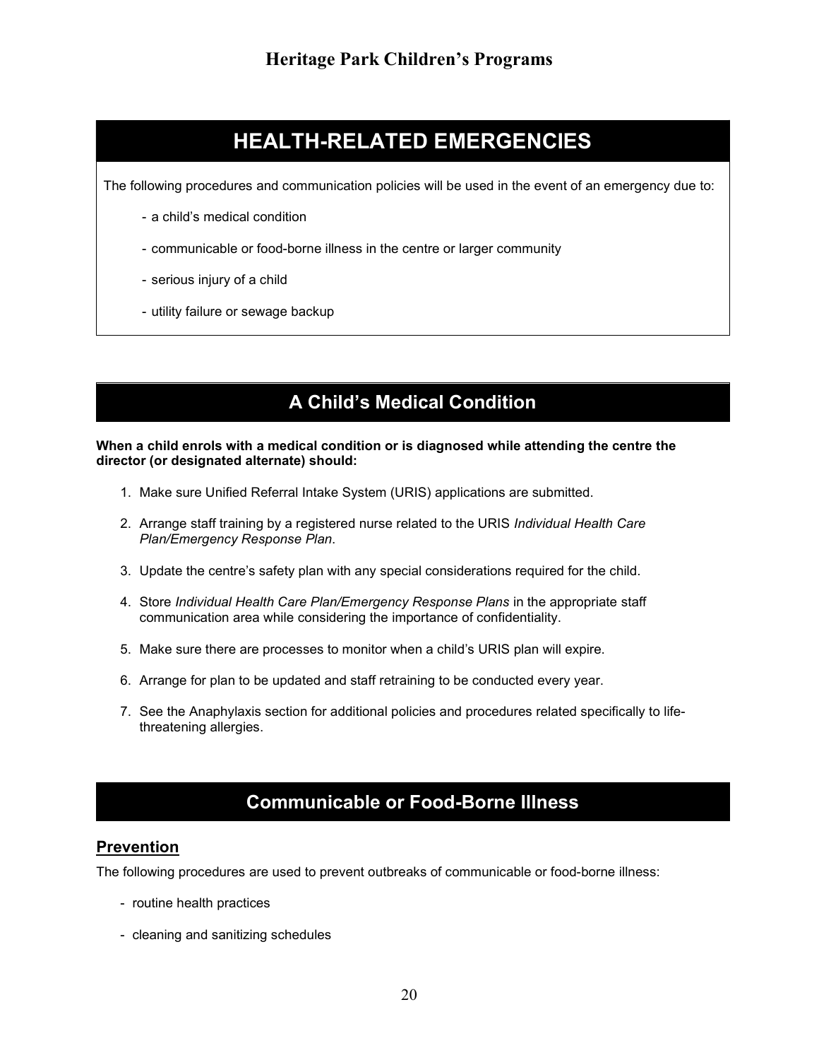# HEALTH-RELATED EMERGENCIES

The following procedures and communication policies will be used in the event of an emergency due to:

- a child's medical condition
- communicable or food-borne illness in the centre or larger community
- serious injury of a child
- utility failure or sewage backup

## A Child's Medical Condition

**When a child enrols with a medical condition or is diagnosed while attending the centre the director (or designated alternate) should:**

1. Make sure Unified Referral Intake System (URIS) applications are submitted.
2. Arrange staff training by a registered nurse related to the URIS *Individual Health Care Plan/Emergency Response Plan*.
3. Update the centre's safety plan with any special considerations required for the child.
4. Store *Individual Health Care Plan/Emergency Response Plans* in the appropriate staff communication area while considering the importance of confidentiality.
5. Make sure there are processes to monitor when a child's URIS plan will expire.
6. Arrange for plan to be updated and staff retraining to be conducted every year.
7. See the Anaphylaxis section for additional policies and procedures related specifically to life-threatening allergies.

## Communicable or Food-Borne Illness

### Prevention

The following procedures are used to prevent outbreaks of communicable or food-borne illness:

- routine health practices
- cleaning and sanitizing schedules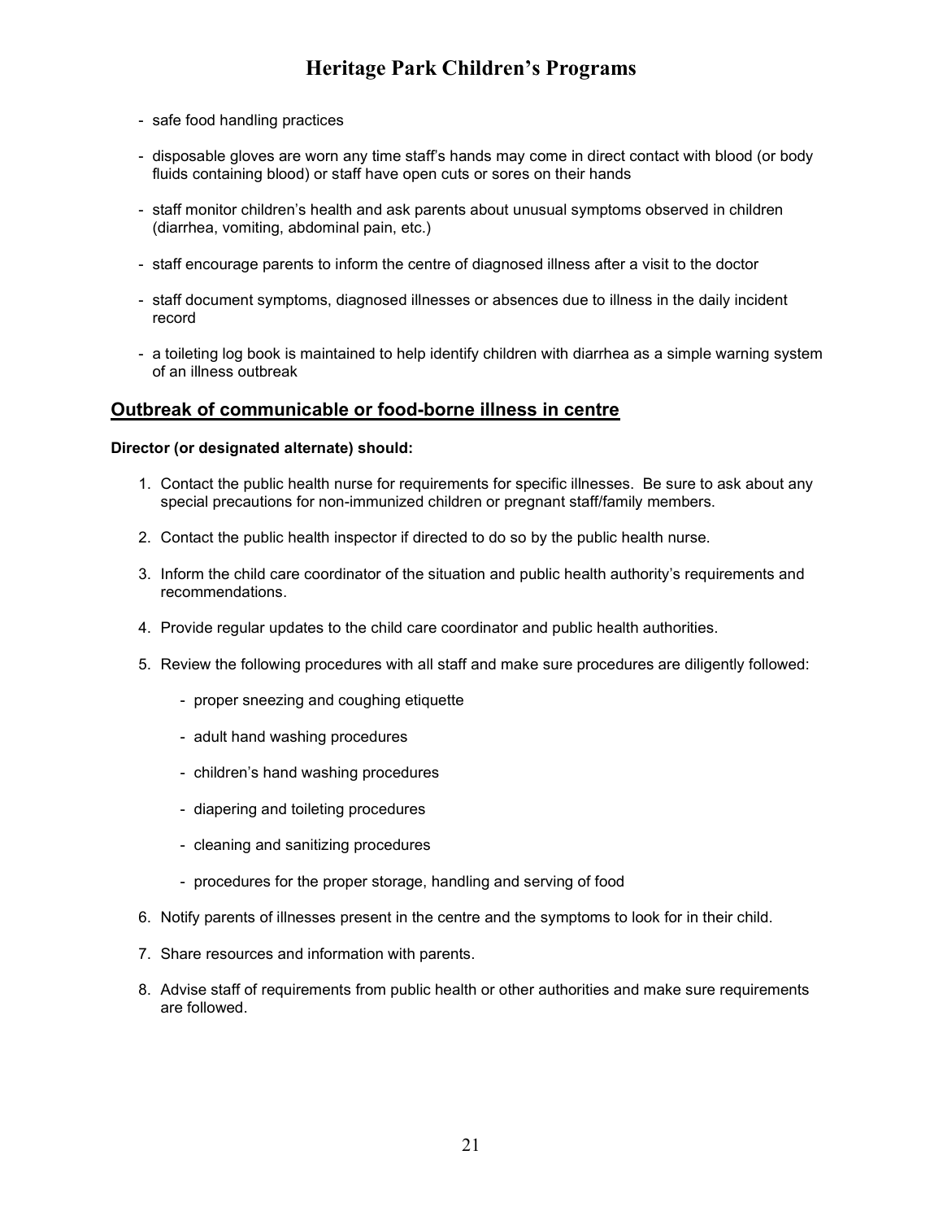- safe food handling practices

- disposable gloves are worn any time staff's hands may come in direct contact with blood (or body fluids containing blood) or staff have open cuts or sores on their hands

- staff monitor children's health and ask parents about unusual symptoms observed in children (diarrhea, vomiting, abdominal pain, etc.)

- staff encourage parents to inform the centre of diagnosed illness after a visit to the doctor

- staff document symptoms, diagnosed illnesses or absences due to illness in the daily incident record

- a toileting log book is maintained to help identify children with diarrhea as a simple warning system of an illness outbreak

## Outbreak of communicable or food-borne illness in centre

**Director (or designated alternate) should:**

1. Contact the public health nurse for requirements for specific illnesses. Be sure to ask about any special precautions for non-immunized children or pregnant staff/family members.

2. Contact the public health inspector if directed to do so by the public health nurse.

3. Inform the child care coordinator of the situation and public health authority's requirements and recommendations.

4. Provide regular updates to the child care coordinator and public health authorities.

5. Review the following procedures with all staff and make sure procedures are diligently followed:

    - proper sneezing and coughing etiquette

    - adult hand washing procedures

    - children's hand washing procedures

    - diapering and toileting procedures

    - cleaning and sanitizing procedures

    - procedures for the proper storage, handling and serving of food

6. Notify parents of illnesses present in the centre and the symptoms to look for in their child.

7. Share resources and information with parents.

8. Advise staff of requirements from public health or other authorities and make sure requirements are followed.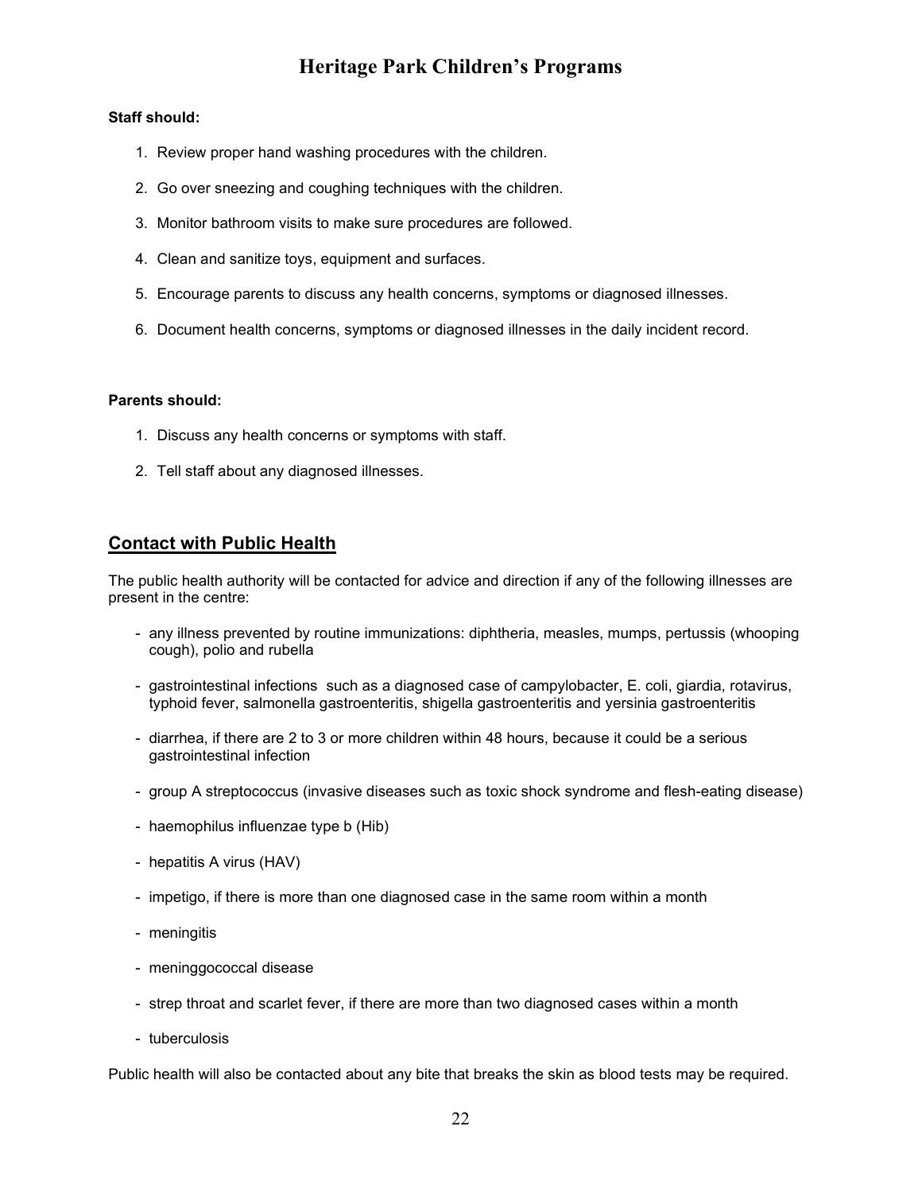**Staff should:**

1. Review proper hand washing procedures with the children.
2. Go over sneezing and coughing techniques with the children.
3. Monitor bathroom visits to make sure procedures are followed.
4. Clean and sanitize toys, equipment and surfaces.
5. Encourage parents to discuss any health concerns, symptoms or diagnosed illnesses.
6. Document health concerns, symptoms or diagnosed illnesses in the daily incident record.

**Parents should:**

1. Discuss any health concerns or symptoms with staff.
2. Tell staff about any diagnosed illnesses.

## Contact with Public Health

The public health authority will be contacted for advice and direction if any of the following illnesses are present in the centre:

- any illness prevented by routine immunizations: diphtheria, measles, mumps, pertussis (whooping cough), polio and rubella
- gastrointestinal infections such as a diagnosed case of campylobacter, E. coli, giardia, rotavirus, typhoid fever, salmonella gastroenteritis, shigella gastroenteritis and yersinia gastroenteritis
- diarrhea, if there are 2 to 3 or more children within 48 hours, because it could be a serious gastrointestinal infection
- group A streptococcus (invasive diseases such as toxic shock syndrome and flesh-eating disease)
- haemophilus influenzae type b (Hib)
- hepatitis A virus (HAV)
- impetigo, if there is more than one diagnosed case in the same room within a month
- meningitis
- meninggococcal disease
- strep throat and scarlet fever, if there are more than two diagnosed cases within a month
- tuberculosis

Public health will also be contacted about any bite that breaks the skin as blood tests may be required.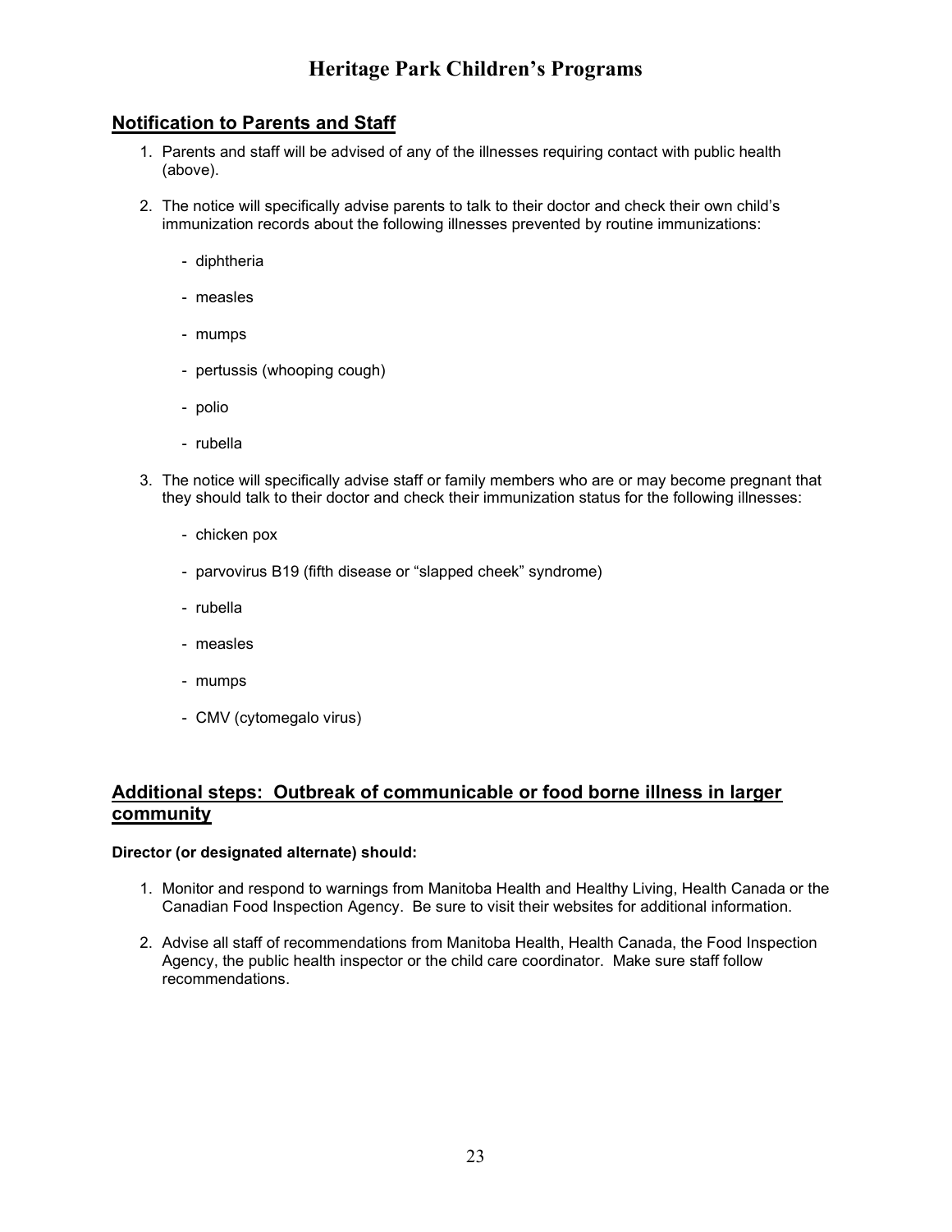## Notification to Parents and Staff

1. Parents and staff will be advised of any of the illnesses requiring contact with public health (above).

2. The notice will specifically advise parents to talk to their doctor and check their own child's immunization records about the following illnesses prevented by routine immunizations:

    - diphtheria
    - measles
    - mumps
    - pertussis (whooping cough)
    - polio
    - rubella

3. The notice will specifically advise staff or family members who are or may become pregnant that they should talk to their doctor and check their immunization status for the following illnesses:

    - chicken pox
    - parvovirus B19 (fifth disease or "slapped cheek" syndrome)
    - rubella
    - measles
    - mumps
    - CMV (cytomegalo virus)

## Additional steps: Outbreak of communicable or food borne illness in larger community

**Director (or designated alternate) should:**

1. Monitor and respond to warnings from Manitoba Health and Healthy Living, Health Canada or the Canadian Food Inspection Agency. Be sure to visit their websites for additional information.

2. Advise all staff of recommendations from Manitoba Health, Health Canada, the Food Inspection Agency, the public health inspector or the child care coordinator. Make sure staff follow recommendations.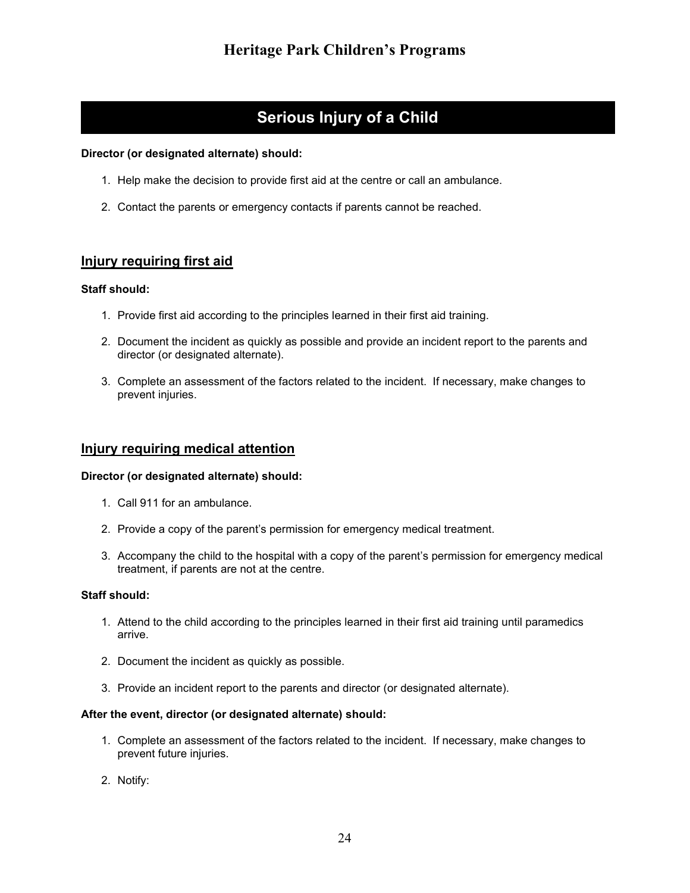## Serious Injury of a Child

**Director (or designated alternate) should:**

1. Help make the decision to provide first aid at the centre or call an ambulance.
2. Contact the parents or emergency contacts if parents cannot be reached.

### Injury requiring first aid

**Staff should:**

1. Provide first aid according to the principles learned in their first aid training.
2. Document the incident as quickly as possible and provide an incident report to the parents and director (or designated alternate).
3. Complete an assessment of the factors related to the incident. If necessary, make changes to prevent injuries.

### Injury requiring medical attention

**Director (or designated alternate) should:**

1. Call 911 for an ambulance.
2. Provide a copy of the parent's permission for emergency medical treatment.
3. Accompany the child to the hospital with a copy of the parent's permission for emergency medical treatment, if parents are not at the centre.

**Staff should:**

1. Attend to the child according to the principles learned in their first aid training until paramedics arrive.
2. Document the incident as quickly as possible.
3. Provide an incident report to the parents and director (or designated alternate).

**After the event, director (or designated alternate) should:**

1. Complete an assessment of the factors related to the incident. If necessary, make changes to prevent future injuries.
2. Notify: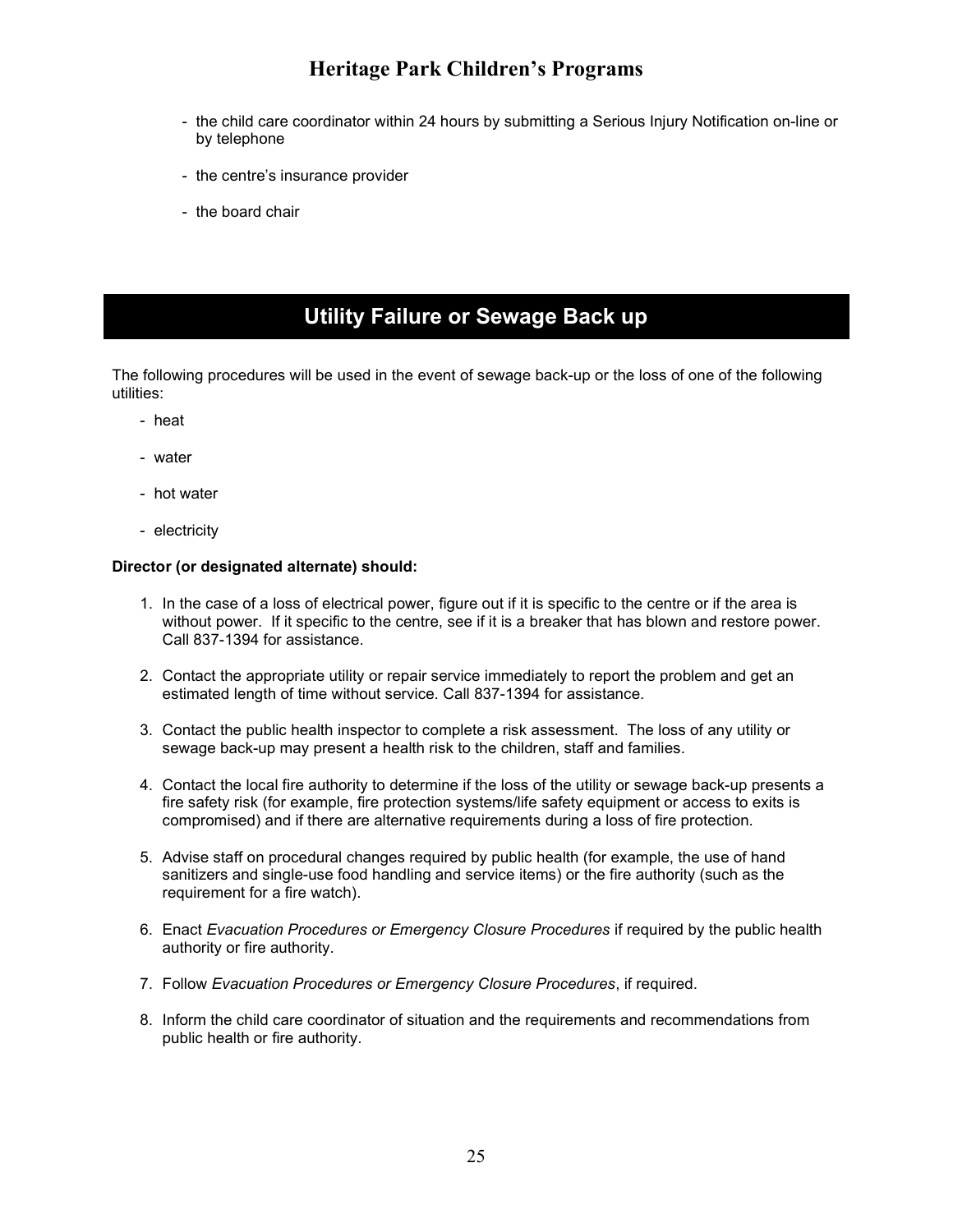- the child care coordinator within 24 hours by submitting a Serious Injury Notification on-line or by telephone

- the centre's insurance provider

- the board chair

## Utility Failure or Sewage Back up

The following procedures will be used in the event of sewage back-up or the loss of one of the following utilities:

- heat
- water
- hot water
- electricity

**Director (or designated alternate) should:**

1. In the case of a loss of electrical power, figure out if it is specific to the centre or if the area is without power. If it specific to the centre, see if it is a breaker that has blown and restore power. Call 837-1394 for assistance.

2. Contact the appropriate utility or repair service immediately to report the problem and get an estimated length of time without service. Call 837-1394 for assistance.

3. Contact the public health inspector to complete a risk assessment. The loss of any utility or sewage back-up may present a health risk to the children, staff and families.

4. Contact the local fire authority to determine if the loss of the utility or sewage back-up presents a fire safety risk (for example, fire protection systems/life safety equipment or access to exits is compromised) and if there are alternative requirements during a loss of fire protection.

5. Advise staff on procedural changes required by public health (for example, the use of hand sanitizers and single-use food handling and service items) or the fire authority (such as the requirement for a fire watch).

6. Enact *Evacuation Procedures or Emergency Closure Procedures* if required by the public health authority or fire authority.

7. Follow *Evacuation Procedures or Emergency Closure Procedures*, if required.

8. Inform the child care coordinator of situation and the requirements and recommendations from public health or fire authority.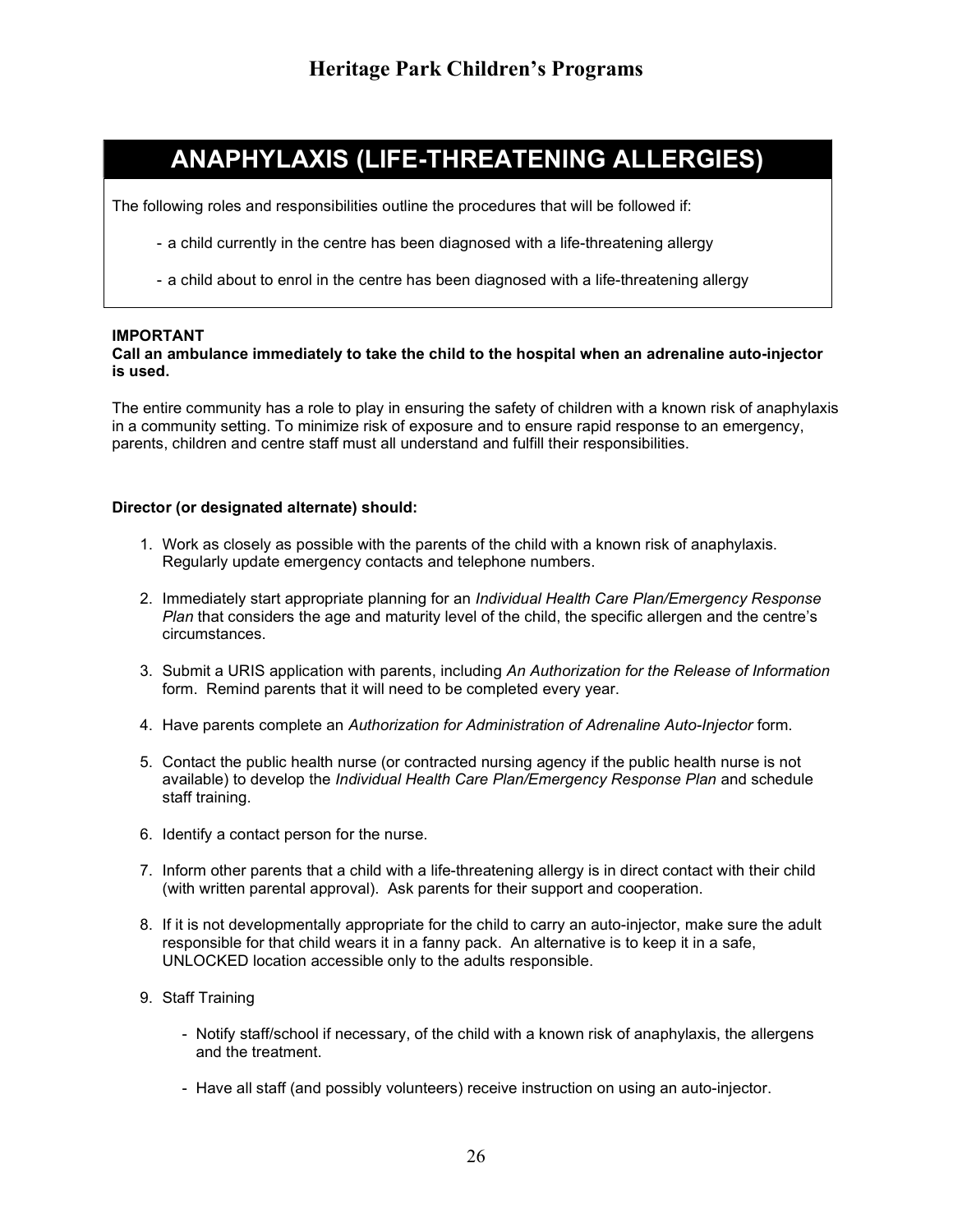# ANAPHYLAXIS (LIFE-THREATENING ALLERGIES)

The following roles and responsibilities outline the procedures that will be followed if:

- a child currently in the centre has been diagnosed with a life-threatening allergy
- a child about to enrol in the centre has been diagnosed with a life-threatening allergy

**IMPORTANT**
**Call an ambulance immediately to take the child to the hospital when an adrenaline auto-injector is used.**

The entire community has a role to play in ensuring the safety of children with a known risk of anaphylaxis in a community setting. To minimize risk of exposure and to ensure rapid response to an emergency, parents, children and centre staff must all understand and fulfill their responsibilities.

**Director (or designated alternate) should:**

1. Work as closely as possible with the parents of the child with a known risk of anaphylaxis. Regularly update emergency contacts and telephone numbers.
2. Immediately start appropriate planning for an *Individual Health Care Plan/Emergency Response Plan* that considers the age and maturity level of the child, the specific allergen and the centre's circumstances.
3. Submit a URIS application with parents, including *An Authorization for the Release of Information* form. Remind parents that it will need to be completed every year.
4. Have parents complete an *Authorization for Administration of Adrenaline Auto-Injector* form.
5. Contact the public health nurse (or contracted nursing agency if the public health nurse is not available) to develop the *Individual Health Care Plan/Emergency Response Plan* and schedule staff training.
6. Identify a contact person for the nurse.
7. Inform other parents that a child with a life-threatening allergy is in direct contact with their child (with written parental approval). Ask parents for their support and cooperation.
8. If it is not developmentally appropriate for the child to carry an auto-injector, make sure the adult responsible for that child wears it in a fanny pack. An alternative is to keep it in a safe, UNLOCKED location accessible only to the adults responsible.
9. Staff Training
   - Notify staff/school if necessary, of the child with a known risk of anaphylaxis, the allergens and the treatment.
   - Have all staff (and possibly volunteers) receive instruction on using an auto-injector.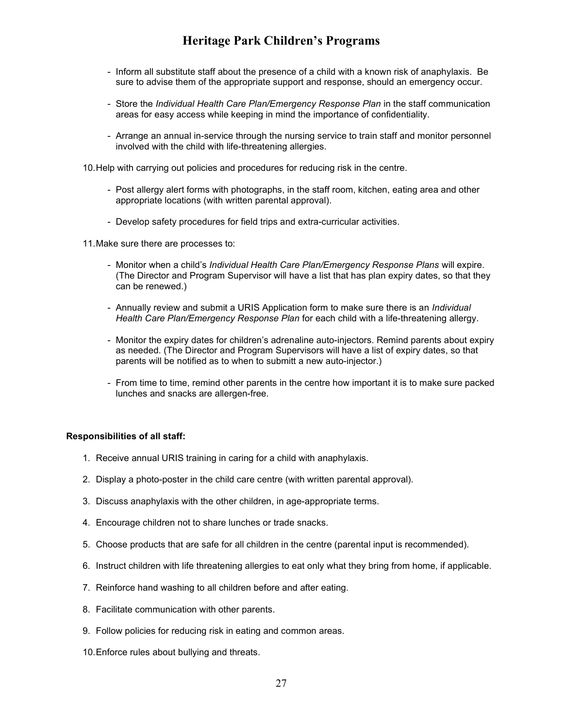- Inform all substitute staff about the presence of a child with a known risk of anaphylaxis. Be sure to advise them of the appropriate support and response, should an emergency occur.

- Store the *Individual Health Care Plan/Emergency Response Plan* in the staff communication areas for easy access while keeping in mind the importance of confidentiality.

- Arrange an annual in-service through the nursing service to train staff and monitor personnel involved with the child with life-threatening allergies.

10. Help with carrying out policies and procedures for reducing risk in the centre.

    - Post allergy alert forms with photographs, in the staff room, kitchen, eating area and other appropriate locations (with written parental approval).

    - Develop safety procedures for field trips and extra-curricular activities.

11. Make sure there are processes to:

    - Monitor when a child's *Individual Health Care Plan/Emergency Response Plans* will expire. (The Director and Program Supervisor will have a list that has plan expiry dates, so that they can be renewed.)

    - Annually review and submit a URIS Application form to make sure there is an *Individual Health Care Plan/Emergency Response Plan* for each child with a life-threatening allergy.

    - Monitor the expiry dates for children's adrenaline auto-injectors. Remind parents about expiry as needed. (The Director and Program Supervisors will have a list of expiry dates, so that parents will be notified as to when to submitt a new auto-injector.)

    - From time to time, remind other parents in the centre how important it is to make sure packed lunches and snacks are allergen-free.

**Responsibilities of all staff:**

1. Receive annual URIS training in caring for a child with anaphylaxis.
2. Display a photo-poster in the child care centre (with written parental approval).
3. Discuss anaphylaxis with the other children, in age-appropriate terms.
4. Encourage children not to share lunches or trade snacks.
5. Choose products that are safe for all children in the centre (parental input is recommended).
6. Instruct children with life threatening allergies to eat only what they bring from home, if applicable.
7. Reinforce hand washing to all children before and after eating.
8. Facilitate communication with other parents.
9. Follow policies for reducing risk in eating and common areas.
10. Enforce rules about bullying and threats.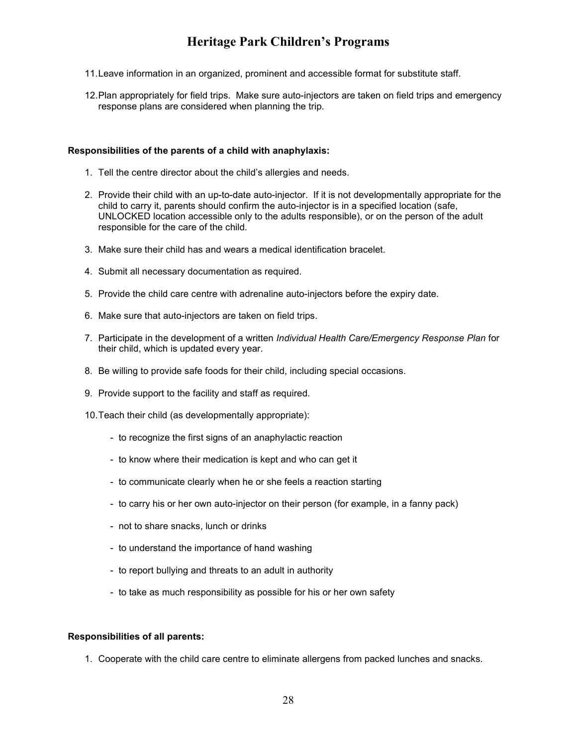11. Leave information in an organized, prominent and accessible format for substitute staff.

12. Plan appropriately for field trips. Make sure auto-injectors are taken on field trips and emergency response plans are considered when planning the trip.

**Responsibilities of the parents of a child with anaphylaxis:**

1. Tell the centre director about the child's allergies and needs.

2. Provide their child with an up-to-date auto-injector. If it is not developmentally appropriate for the child to carry it, parents should confirm the auto-injector is in a specified location (safe, UNLOCKED location accessible only to the adults responsible), or on the person of the adult responsible for the care of the child.

3. Make sure their child has and wears a medical identification bracelet.

4. Submit all necessary documentation as required.

5. Provide the child care centre with adrenaline auto-injectors before the expiry date.

6. Make sure that auto-injectors are taken on field trips.

7. Participate in the development of a written *Individual Health Care/Emergency Response Plan* for their child, which is updated every year.

8. Be willing to provide safe foods for their child, including special occasions.

9. Provide support to the facility and staff as required.

10. Teach their child (as developmentally appropriate):

    - to recognize the first signs of an anaphylactic reaction
    - to know where their medication is kept and who can get it
    - to communicate clearly when he or she feels a reaction starting
    - to carry his or her own auto-injector on their person (for example, in a fanny pack)
    - not to share snacks, lunch or drinks
    - to understand the importance of hand washing
    - to report bullying and threats to an adult in authority
    - to take as much responsibility as possible for his or her own safety

**Responsibilities of all parents:**

1. Cooperate with the child care centre to eliminate allergens from packed lunches and snacks.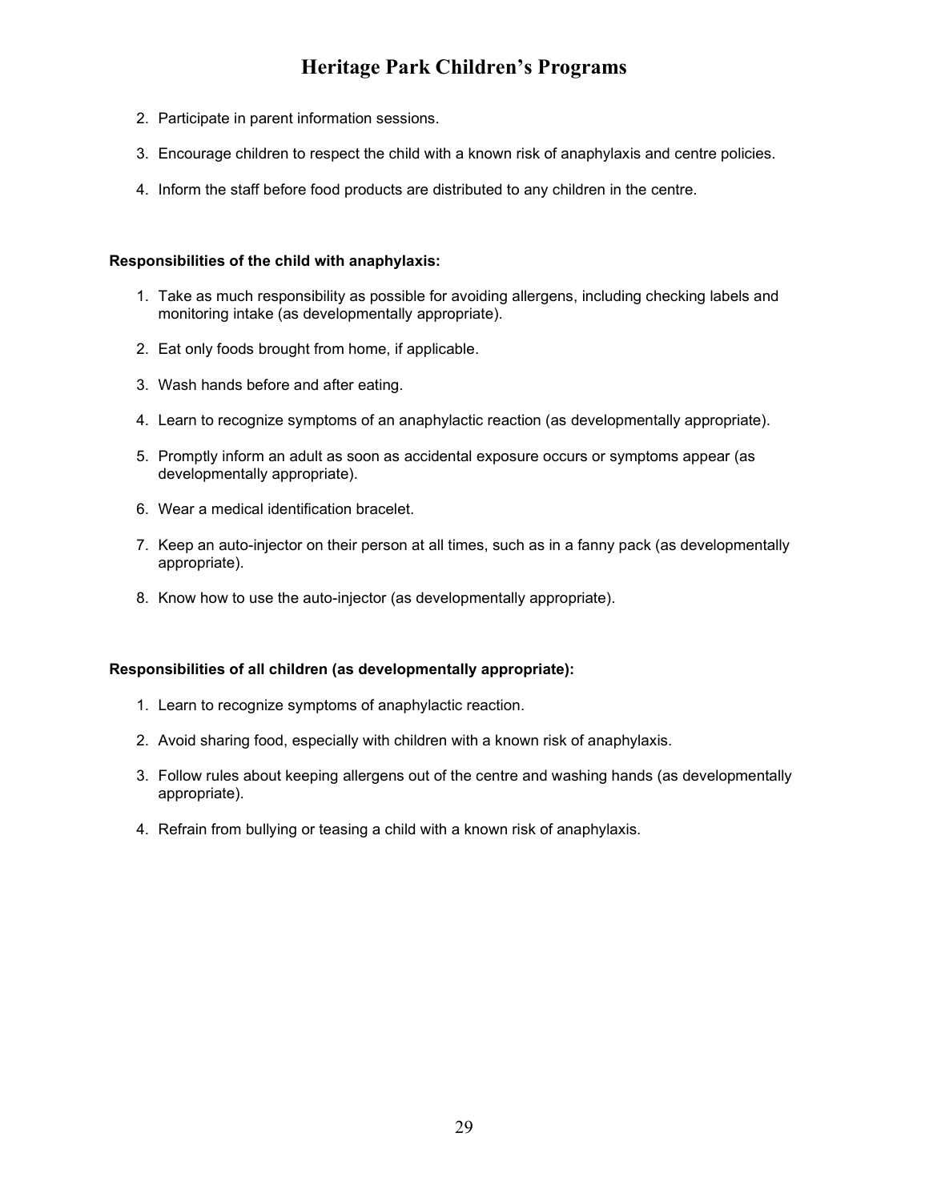2. Participate in parent information sessions.
3. Encourage children to respect the child with a known risk of anaphylaxis and centre policies.
4. Inform the staff before food products are distributed to any children in the centre.

**Responsibilities of the child with anaphylaxis:**

1. Take as much responsibility as possible for avoiding allergens, including checking labels and monitoring intake (as developmentally appropriate).
2. Eat only foods brought from home, if applicable.
3. Wash hands before and after eating.
4. Learn to recognize symptoms of an anaphylactic reaction (as developmentally appropriate).
5. Promptly inform an adult as soon as accidental exposure occurs or symptoms appear (as developmentally appropriate).
6. Wear a medical identification bracelet.
7. Keep an auto-injector on their person at all times, such as in a fanny pack (as developmentally appropriate).
8. Know how to use the auto-injector (as developmentally appropriate).

**Responsibilities of all children (as developmentally appropriate):**

1. Learn to recognize symptoms of anaphylactic reaction.
2. Avoid sharing food, especially with children with a known risk of anaphylaxis.
3. Follow rules about keeping allergens out of the centre and washing hands (as developmentally appropriate).
4. Refrain from bullying or teasing a child with a known risk of anaphylaxis.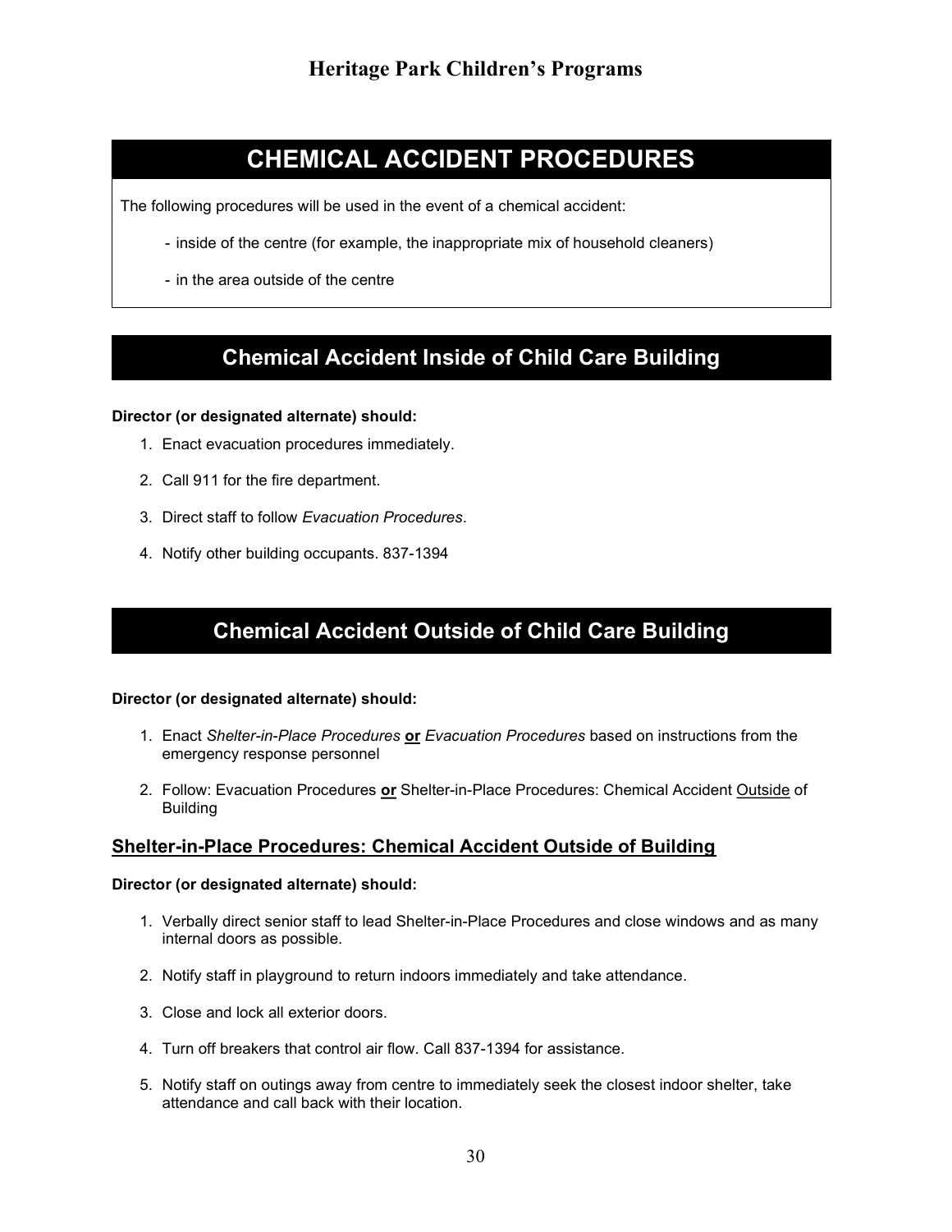# CHEMICAL ACCIDENT PROCEDURES

The following procedures will be used in the event of a chemical accident:

- inside of the centre (for example, the inappropriate mix of household cleaners)
- in the area outside of the centre

## Chemical Accident Inside of Child Care Building

**Director (or designated alternate) should:**

1. Enact evacuation procedures immediately.
2. Call 911 for the fire department.
3. Direct staff to follow *Evacuation Procedures*.
4. Notify other building occupants. 837-1394

## Chemical Accident Outside of Child Care Building

**Director (or designated alternate) should:**

1. Enact *Shelter-in-Place Procedures* **or** *Evacuation Procedures* based on instructions from the emergency response personnel
2. Follow: Evacuation Procedures **or** Shelter-in-Place Procedures: Chemical Accident Outside of Building

### Shelter-in-Place Procedures: Chemical Accident Outside of Building

**Director (or designated alternate) should:**

1. Verbally direct senior staff to lead Shelter-in-Place Procedures and close windows and as many internal doors as possible.
2. Notify staff in playground to return indoors immediately and take attendance.
3. Close and lock all exterior doors.
4. Turn off breakers that control air flow. Call 837-1394 for assistance.
5. Notify staff on outings away from centre to immediately seek the closest indoor shelter, take attendance and call back with their location.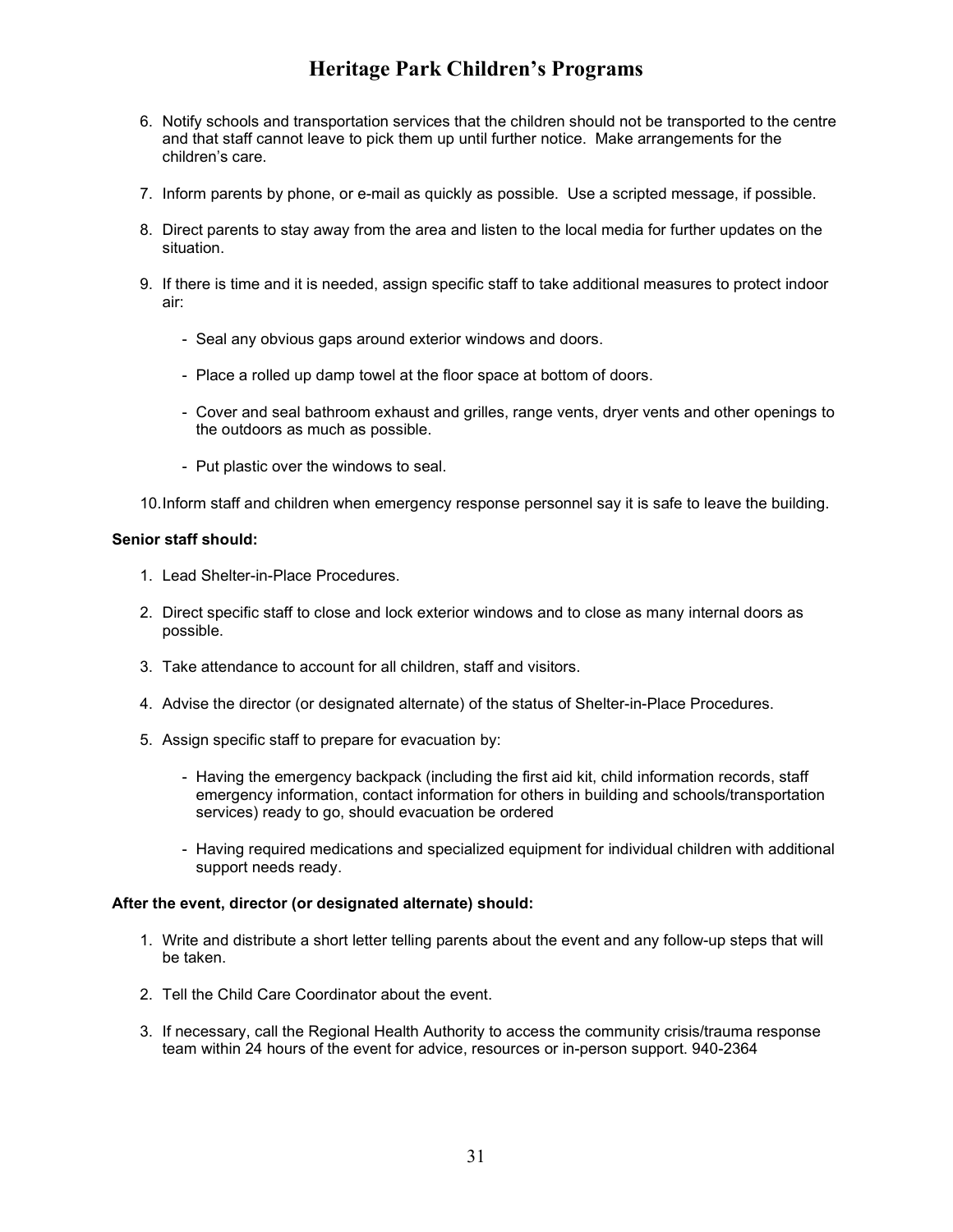6. Notify schools and transportation services that the children should not be transported to the centre and that staff cannot leave to pick them up until further notice. Make arrangements for the children's care.

7. Inform parents by phone, or e-mail as quickly as possible. Use a scripted message, if possible.

8. Direct parents to stay away from the area and listen to the local media for further updates on the situation.

9. If there is time and it is needed, assign specific staff to take additional measures to protect indoor air:

   - Seal any obvious gaps around exterior windows and doors.

   - Place a rolled up damp towel at the floor space at bottom of doors.

   - Cover and seal bathroom exhaust and grilles, range vents, dryer vents and other openings to the outdoors as much as possible.

   - Put plastic over the windows to seal.

10. Inform staff and children when emergency response personnel say it is safe to leave the building.

**Senior staff should:**

1. Lead Shelter-in-Place Procedures.

2. Direct specific staff to close and lock exterior windows and to close as many internal doors as possible.

3. Take attendance to account for all children, staff and visitors.

4. Advise the director (or designated alternate) of the status of Shelter-in-Place Procedures.

5. Assign specific staff to prepare for evacuation by:

   - Having the emergency backpack (including the first aid kit, child information records, staff emergency information, contact information for others in building and schools/transportation services) ready to go, should evacuation be ordered

   - Having required medications and specialized equipment for individual children with additional support needs ready.

**After the event, director (or designated alternate) should:**

1. Write and distribute a short letter telling parents about the event and any follow-up steps that will be taken.

2. Tell the Child Care Coordinator about the event.

3. If necessary, call the Regional Health Authority to access the community crisis/trauma response team within 24 hours of the event for advice, resources or in-person support. 940-2364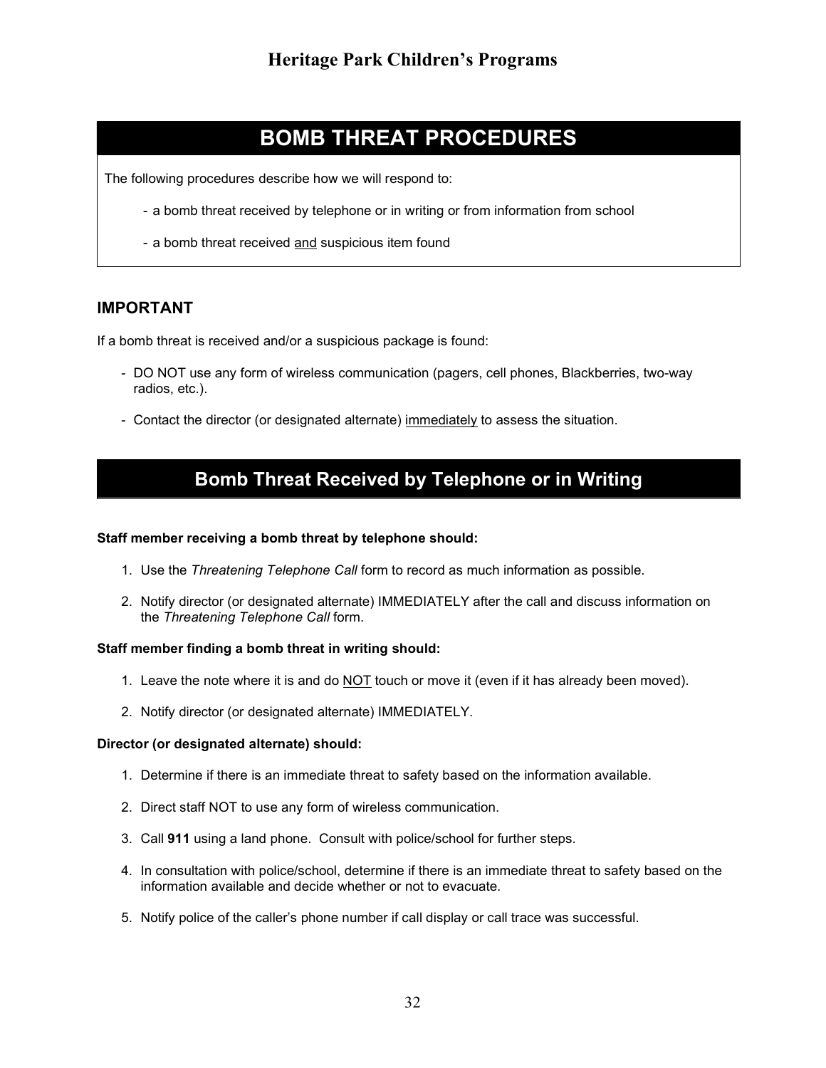# BOMB THREAT PROCEDURES

The following procedures describe how we will respond to:

- a bomb threat received by telephone or in writing or from information from school
- a bomb threat received <u>and</u> suspicious item found

## IMPORTANT

If a bomb threat is received and/or a suspicious package is found:

- DO NOT use any form of wireless communication (pagers, cell phones, Blackberries, two-way radios, etc.).
- Contact the director (or designated alternate) <u>immediately</u> to assess the situation.

## Bomb Threat Received by Telephone or in Writing

**Staff member receiving a bomb threat by telephone should:**

1. Use the *Threatening Telephone Call* form to record as much information as possible.
2. Notify director (or designated alternate) IMMEDIATELY after the call and discuss information on the *Threatening Telephone Call* form.

**Staff member finding a bomb threat in writing should:**

1. Leave the note where it is and do <u>NOT</u> touch or move it (even if it has already been moved).
2. Notify director (or designated alternate) IMMEDIATELY.

**Director (or designated alternate) should:**

1. Determine if there is an immediate threat to safety based on the information available.
2. Direct staff NOT to use any form of wireless communication.
3. Call **911** using a land phone. Consult with police/school for further steps.
4. In consultation with police/school, determine if there is an immediate threat to safety based on the information available and decide whether or not to evacuate.
5. Notify police of the caller's phone number if call display or call trace was successful.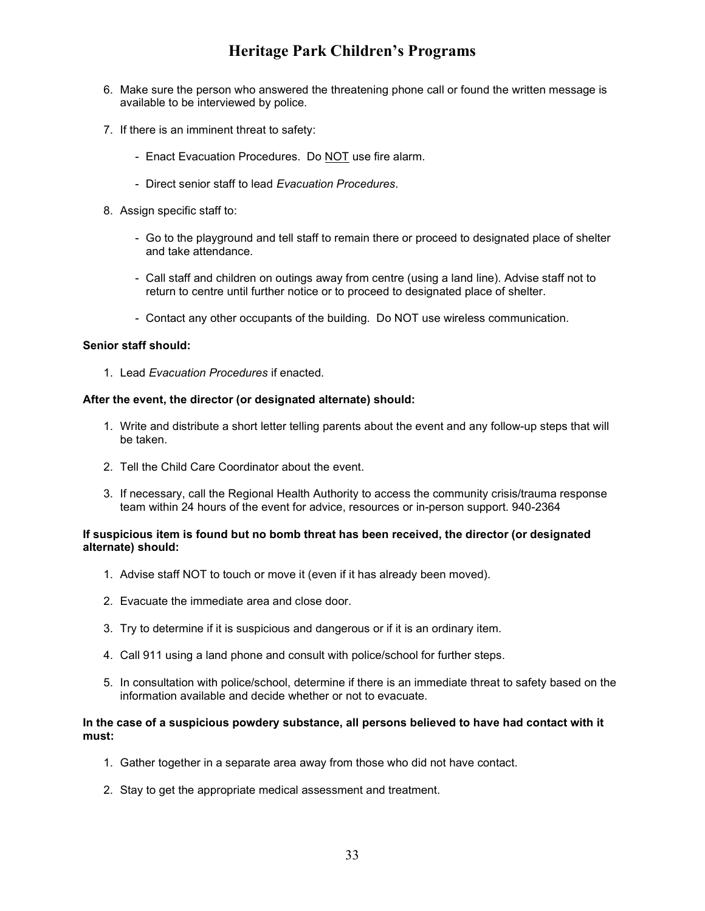6. Make sure the person who answered the threatening phone call or found the written message is available to be interviewed by police.

7. If there is an imminent threat to safety:

   - Enact Evacuation Procedures. Do <u>NOT</u> use fire alarm.

   - Direct senior staff to lead *Evacuation Procedures*.

8. Assign specific staff to:

   - Go to the playground and tell staff to remain there or proceed to designated place of shelter and take attendance.

   - Call staff and children on outings away from centre (using a land line). Advise staff not to return to centre until further notice or to proceed to designated place of shelter.

   - Contact any other occupants of the building. Do NOT use wireless communication.

**Senior staff should:**

1. Lead *Evacuation Procedures* if enacted.

**After the event, the director (or designated alternate) should:**

1. Write and distribute a short letter telling parents about the event and any follow-up steps that will be taken.

2. Tell the Child Care Coordinator about the event.

3. If necessary, call the Regional Health Authority to access the community crisis/trauma response team within 24 hours of the event for advice, resources or in-person support. 940-2364

**If suspicious item is found but no bomb threat has been received, the director (or designated alternate) should:**

1. Advise staff NOT to touch or move it (even if it has already been moved).

2. Evacuate the immediate area and close door.

3. Try to determine if it is suspicious and dangerous or if it is an ordinary item.

4. Call 911 using a land phone and consult with police/school for further steps.

5. In consultation with police/school, determine if there is an immediate threat to safety based on the information available and decide whether or not to evacuate.

**In the case of a suspicious powdery substance, all persons believed to have had contact with it must:**

1. Gather together in a separate area away from those who did not have contact.

2. Stay to get the appropriate medical assessment and treatment.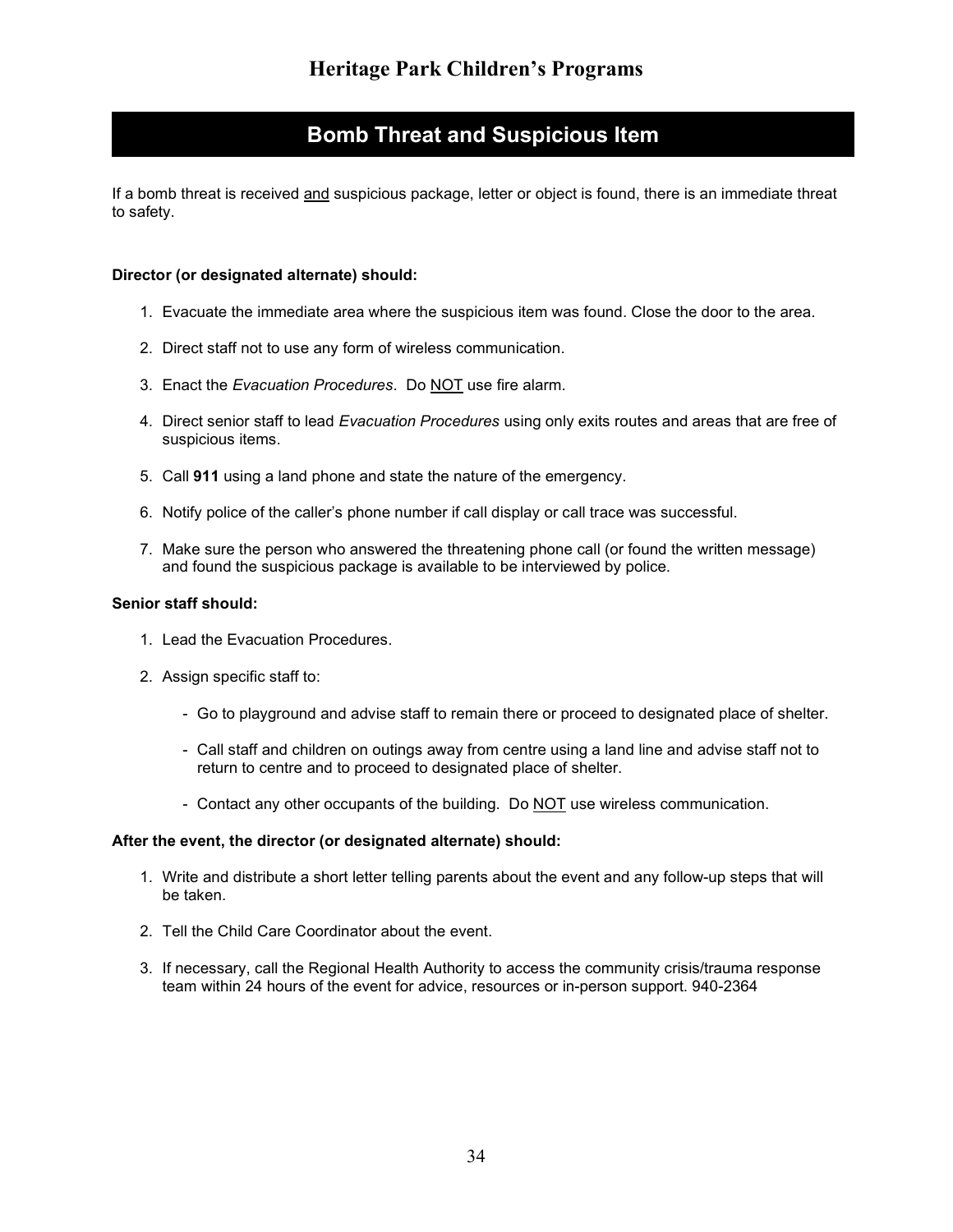# Bomb Threat and Suspicious Item

If a bomb threat is received <u>and</u> suspicious package, letter or object is found, there is an immediate threat to safety.

**Director (or designated alternate) should:**

1. Evacuate the immediate area where the suspicious item was found. Close the door to the area.
2. Direct staff not to use any form of wireless communication.
3. Enact the *Evacuation Procedures*. Do <u>NOT</u> use fire alarm.
4. Direct senior staff to lead *Evacuation Procedures* using only exits routes and areas that are free of suspicious items.
5. Call **911** using a land phone and state the nature of the emergency.
6. Notify police of the caller's phone number if call display or call trace was successful.
7. Make sure the person who answered the threatening phone call (or found the written message) and found the suspicious package is available to be interviewed by police.

**Senior staff should:**

1. Lead the Evacuation Procedures.
2. Assign specific staff to:
   - Go to playground and advise staff to remain there or proceed to designated place of shelter.
   - Call staff and children on outings away from centre using a land line and advise staff not to return to centre and to proceed to designated place of shelter.
   - Contact any other occupants of the building. Do <u>NOT</u> use wireless communication.

**After the event, the director (or designated alternate) should:**

1. Write and distribute a short letter telling parents about the event and any follow-up steps that will be taken.
2. Tell the Child Care Coordinator about the event.
3. If necessary, call the Regional Health Authority to access the community crisis/trauma response team within 24 hours of the event for advice, resources or in-person support. 940-2364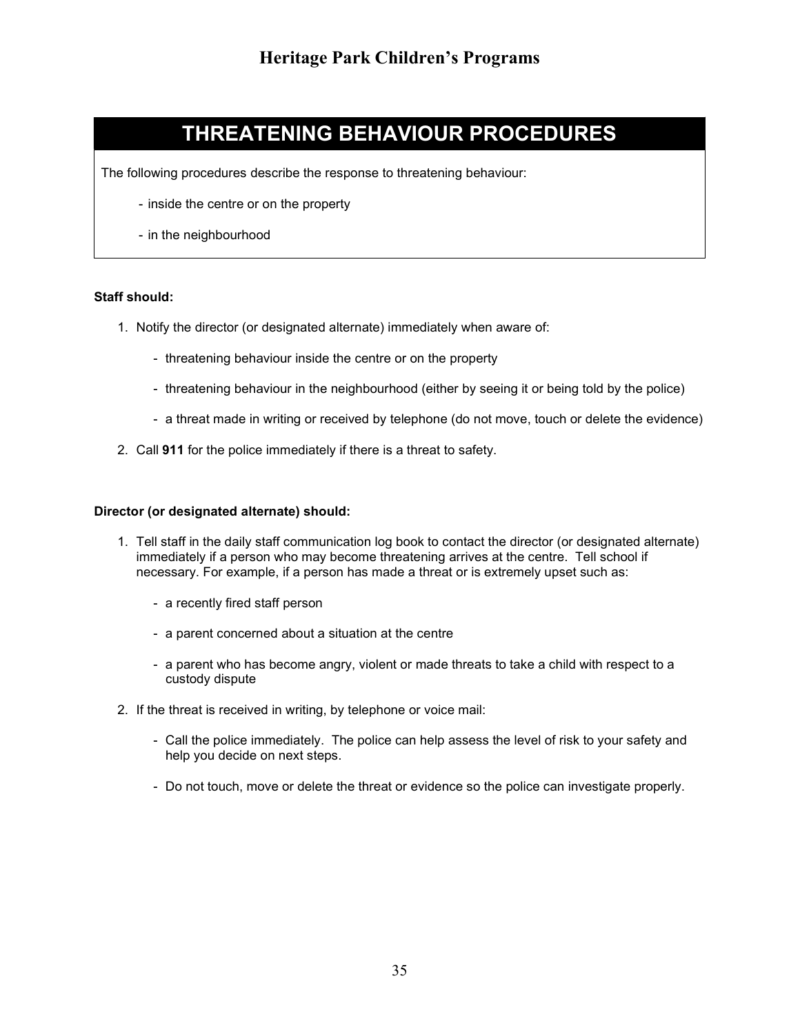# THREATENING BEHAVIOUR PROCEDURES

The following procedures describe the response to threatening behaviour:

- inside the centre or on the property
- in the neighbourhood

**Staff should:**

1. Notify the director (or designated alternate) immediately when aware of:
   - threatening behaviour inside the centre or on the property
   - threatening behaviour in the neighbourhood (either by seeing it or being told by the police)
   - a threat made in writing or received by telephone (do not move, touch or delete the evidence)
2. Call **911** for the police immediately if there is a threat to safety.

**Director (or designated alternate) should:**

1. Tell staff in the daily staff communication log book to contact the director (or designated alternate) immediately if a person who may become threatening arrives at the centre. Tell school if necessary. For example, if a person has made a threat or is extremely upset such as:
   - a recently fired staff person
   - a parent concerned about a situation at the centre
   - a parent who has become angry, violent or made threats to take a child with respect to a custody dispute
2. If the threat is received in writing, by telephone or voice mail:
   - Call the police immediately. The police can help assess the level of risk to your safety and help you decide on next steps.
   - Do not touch, move or delete the threat or evidence so the police can investigate properly.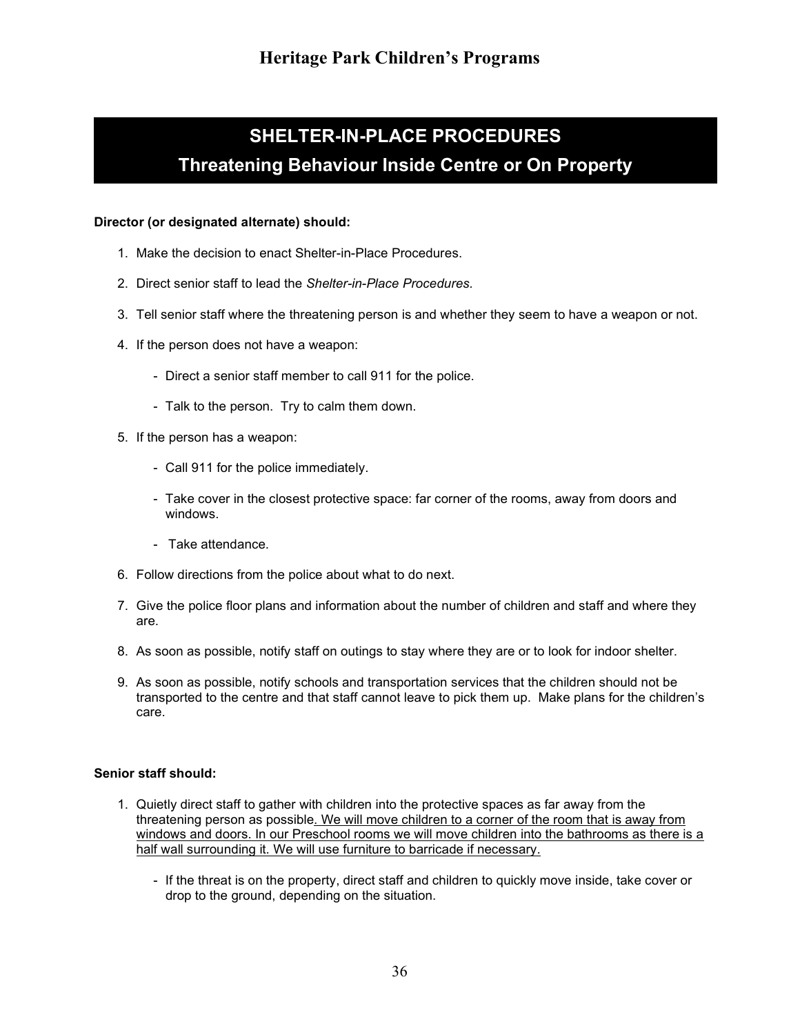# Heritage Park Children's Programs

## SHELTER-IN-PLACE PROCEDURES
## Threatening Behaviour Inside Centre or On Property

**Director (or designated alternate) should:**

1. Make the decision to enact Shelter-in-Place Procedures.
2. Direct senior staff to lead the *Shelter-in-Place Procedures.*
3. Tell senior staff where the threatening person is and whether they seem to have a weapon or not.
4. If the person does not have a weapon:
   - Direct a senior staff member to call 911 for the police.
   - Talk to the person. Try to calm them down.
5. If the person has a weapon:
   - Call 911 for the police immediately.
   - Take cover in the closest protective space: far corner of the rooms, away from doors and windows.
   - Take attendance.
6. Follow directions from the police about what to do next.
7. Give the police floor plans and information about the number of children and staff and where they are.
8. As soon as possible, notify staff on outings to stay where they are or to look for indoor shelter.
9. As soon as possible, notify schools and transportation services that the children should not be transported to the centre and that staff cannot leave to pick them up. Make plans for the children's care.

**Senior staff should:**

1. Quietly direct staff to gather with children into the protective spaces as far away from the threatening person as possible<u>. We will move children to a corner of the room that is away from windows and doors. In our Preschool rooms we will move children into the bathrooms as there is a half wall surrounding it. We will use furniture to barricade if necessary.</u>
   - If the threat is on the property, direct staff and children to quickly move inside, take cover or drop to the ground, depending on the situation.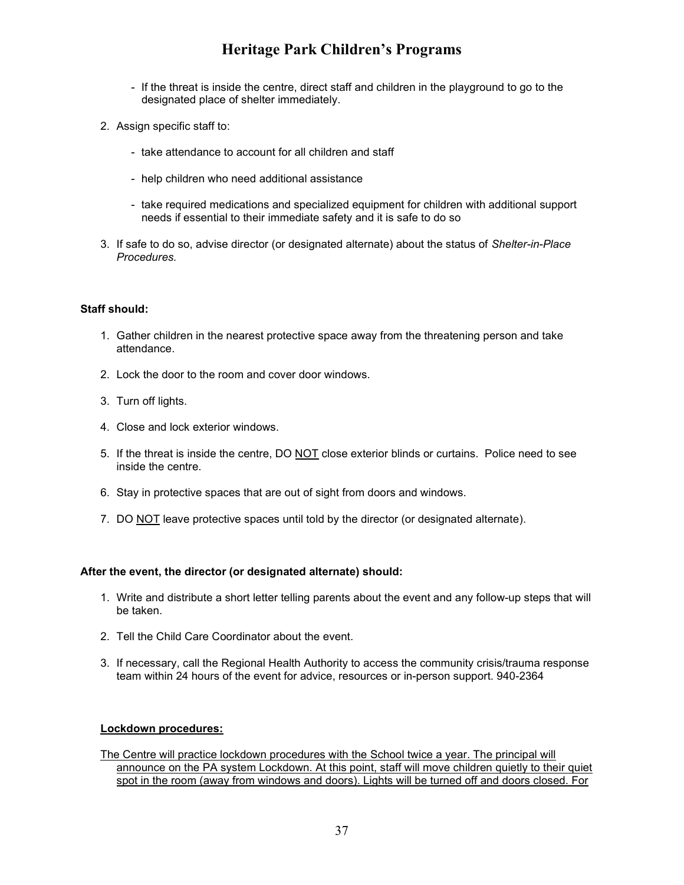- If the threat is inside the centre, direct staff and children in the playground to go to the designated place of shelter immediately.

2. Assign specific staff to:

   - take attendance to account for all children and staff
   - help children who need additional assistance
   - take required medications and specialized equipment for children with additional support needs if essential to their immediate safety and it is safe to do so

3. If safe to do so, advise director (or designated alternate) about the status of *Shelter-in-Place Procedures.*

**Staff should:**

1. Gather children in the nearest protective space away from the threatening person and take attendance.
2. Lock the door to the room and cover door windows.
3. Turn off lights.
4. Close and lock exterior windows.
5. If the threat is inside the centre, DO <u>NOT</u> close exterior blinds or curtains. Police need to see inside the centre.
6. Stay in protective spaces that are out of sight from doors and windows.
7. DO <u>NOT</u> leave protective spaces until told by the director (or designated alternate).

**After the event, the director (or designated alternate) should:**

1. Write and distribute a short letter telling parents about the event and any follow-up steps that will be taken.
2. Tell the Child Care Coordinator about the event.
3. If necessary, call the Regional Health Authority to access the community crisis/trauma response team within 24 hours of the event for advice, resources or in-person support. 940-2364

**<u>Lockdown procedures:</u>**

<u>The Centre will practice lockdown procedures with the School twice a year. The principal will announce on the PA system Lockdown. At this point, staff will move children quietly to their quiet spot in the room (away from windows and doors). Lights will be turned off and doors closed. For</u>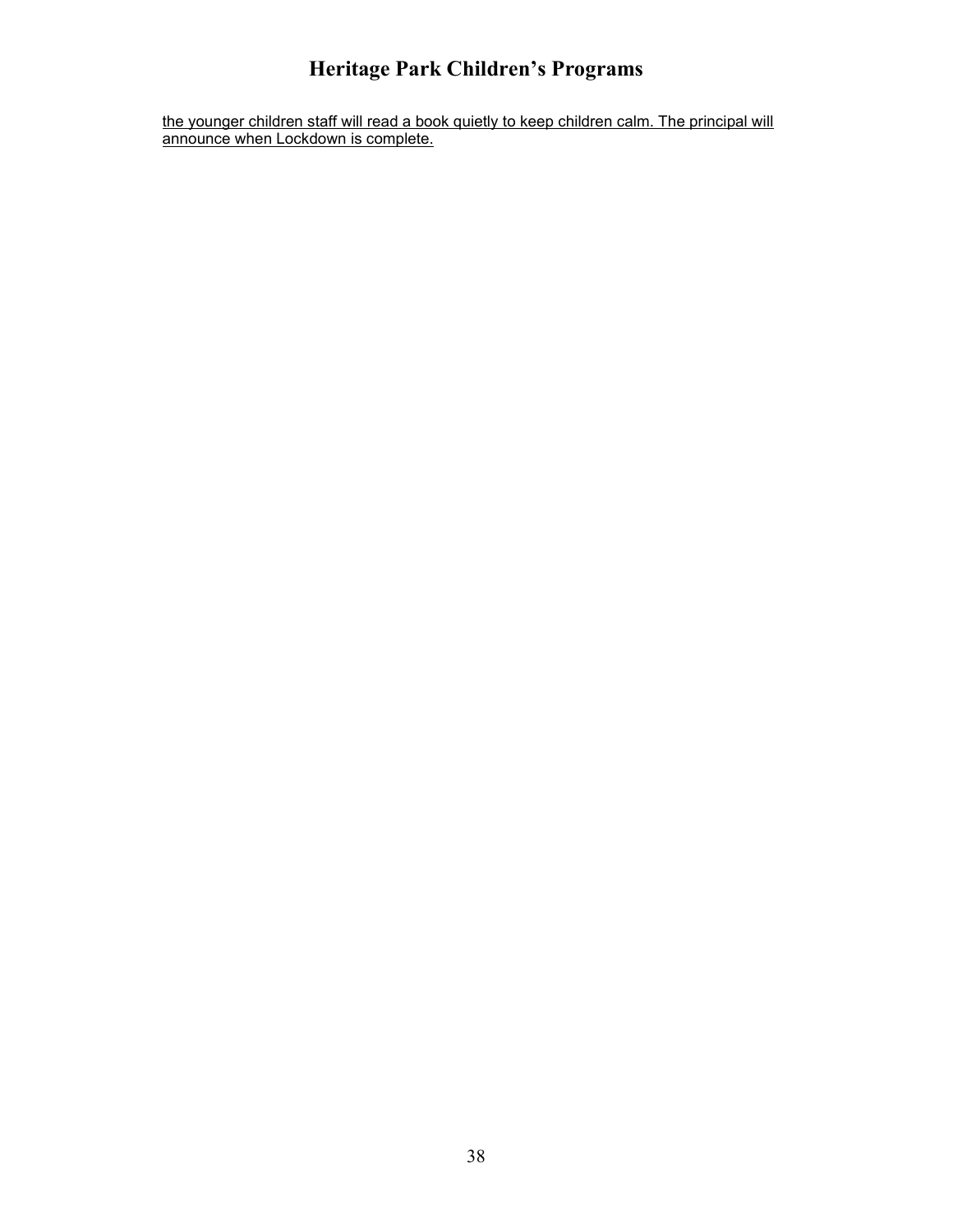<u>the younger children staff will read a book quietly to keep children calm. The principal will announce when Lockdown is complete.</u>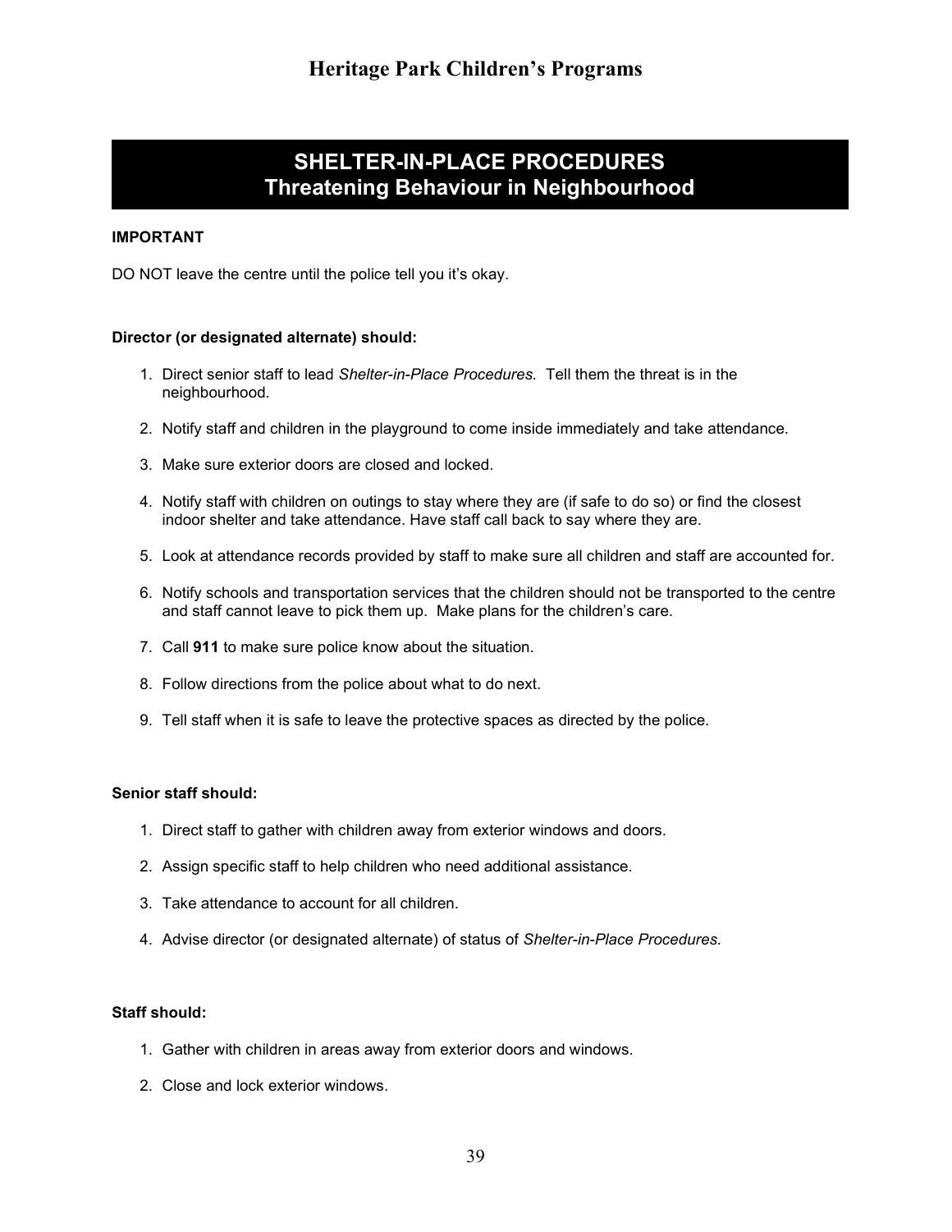## SHELTER-IN-PLACE PROCEDURES
## Threatening Behaviour in Neighbourhood

**IMPORTANT**

DO NOT leave the centre until the police tell you it's okay.

**Director (or designated alternate) should:**

1. Direct senior staff to lead *Shelter-in-Place Procedures.* Tell them the threat is in the neighbourhood.
2. Notify staff and children in the playground to come inside immediately and take attendance.
3. Make sure exterior doors are closed and locked.
4. Notify staff with children on outings to stay where they are (if safe to do so) or find the closest indoor shelter and take attendance. Have staff call back to say where they are.
5. Look at attendance records provided by staff to make sure all children and staff are accounted for.
6. Notify schools and transportation services that the children should not be transported to the centre and staff cannot leave to pick them up. Make plans for the children's care.
7. Call **911** to make sure police know about the situation.
8. Follow directions from the police about what to do next.
9. Tell staff when it is safe to leave the protective spaces as directed by the police.

**Senior staff should:**

1. Direct staff to gather with children away from exterior windows and doors.
2. Assign specific staff to help children who need additional assistance.
3. Take attendance to account for all children.
4. Advise director (or designated alternate) of status of *Shelter-in-Place Procedures.*

**Staff should:**

1. Gather with children in areas away from exterior doors and windows.
2. Close and lock exterior windows.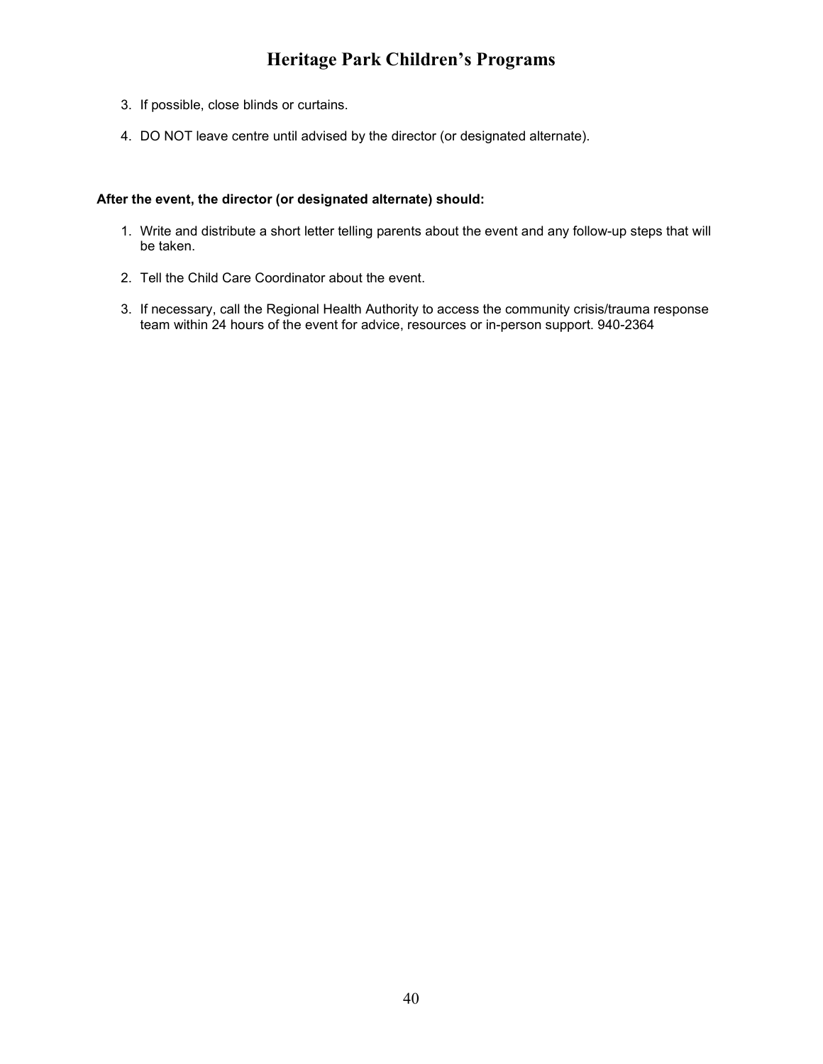3. If possible, close blinds or curtains.

4. DO NOT leave centre until advised by the director (or designated alternate).

**After the event, the director (or designated alternate) should:**

1. Write and distribute a short letter telling parents about the event and any follow-up steps that will be taken.

2. Tell the Child Care Coordinator about the event.

3. If necessary, call the Regional Health Authority to access the community crisis/trauma response team within 24 hours of the event for advice, resources or in-person support. 940-2364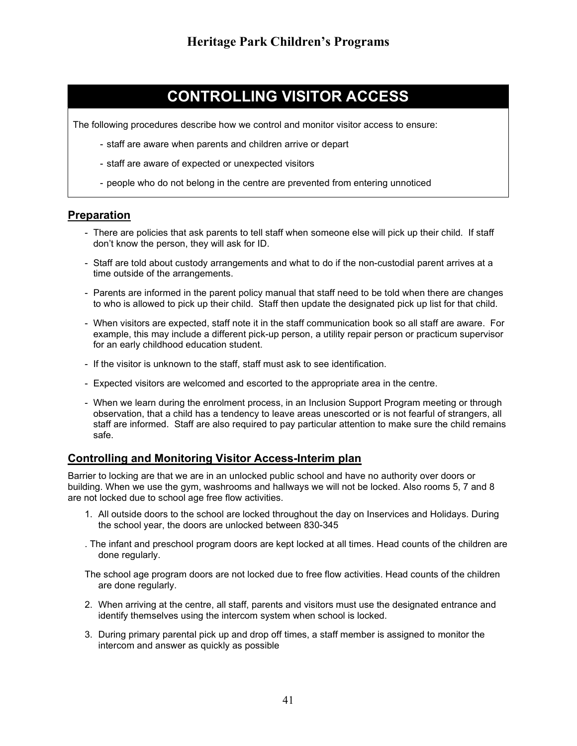# CONTROLLING VISITOR ACCESS

The following procedures describe how we control and monitor visitor access to ensure:

- staff are aware when parents and children arrive or depart
- staff are aware of expected or unexpected visitors
- people who do not belong in the centre are prevented from entering unnoticed

## Preparation

- There are policies that ask parents to tell staff when someone else will pick up their child. If staff don't know the person, they will ask for ID.
- Staff are told about custody arrangements and what to do if the non-custodial parent arrives at a time outside of the arrangements.
- Parents are informed in the parent policy manual that staff need to be told when there are changes to who is allowed to pick up their child. Staff then update the designated pick up list for that child.
- When visitors are expected, staff note it in the staff communication book so all staff are aware. For example, this may include a different pick-up person, a utility repair person or practicum supervisor for an early childhood education student.
- If the visitor is unknown to the staff, staff must ask to see identification.
- Expected visitors are welcomed and escorted to the appropriate area in the centre.
- When we learn during the enrolment process, in an Inclusion Support Program meeting or through observation, that a child has a tendency to leave areas unescorted or is not fearful of strangers, all staff are informed. Staff are also required to pay particular attention to make sure the child remains safe.

## Controlling and Monitoring Visitor Access-Interim plan

Barrier to locking are that we are in an unlocked public school and have no authority over doors or building. When we use the gym, washrooms and hallways we will not be locked. Also rooms 5, 7 and 8 are not locked due to school age free flow activities.

1. All outside doors to the school are locked throughout the day on Inservices and Holidays. During the school year, the doors are unlocked between 830-345

   . The infant and preschool program doors are kept locked at all times. Head counts of the children are done regularly.

   The school age program doors are not locked due to free flow activities. Head counts of the children are done regularly.

2. When arriving at the centre, all staff, parents and visitors must use the designated entrance and identify themselves using the intercom system when school is locked.
3. During primary parental pick up and drop off times, a staff member is assigned to monitor the intercom and answer as quickly as possible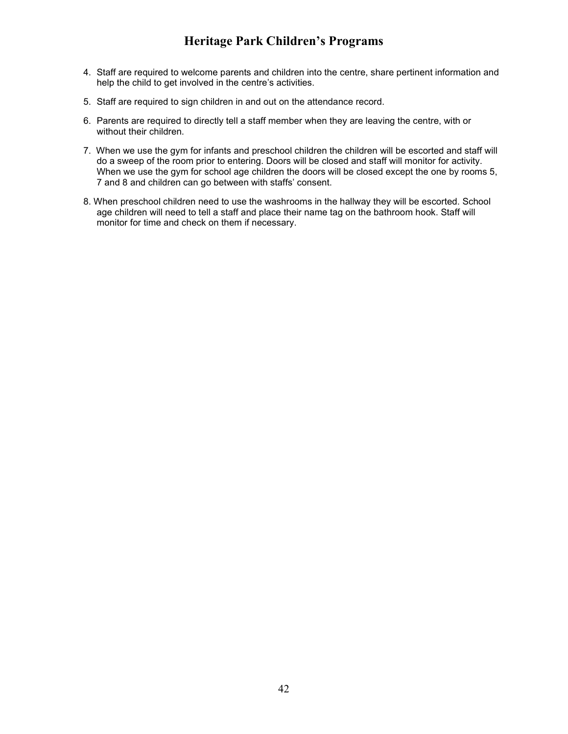4. Staff are required to welcome parents and children into the centre, share pertinent information and help the child to get involved in the centre's activities.
5. Staff are required to sign children in and out on the attendance record.
6. Parents are required to directly tell a staff member when they are leaving the centre, with or without their children.
7. When we use the gym for infants and preschool children the children will be escorted and staff will do a sweep of the room prior to entering. Doors will be closed and staff will monitor for activity. When we use the gym for school age children the doors will be closed except the one by rooms 5, 7 and 8 and children can go between with staffs' consent.
8. When preschool children need to use the washrooms in the hallway they will be escorted. School age children will need to tell a staff and place their name tag on the bathroom hook. Staff will monitor for time and check on them if necessary.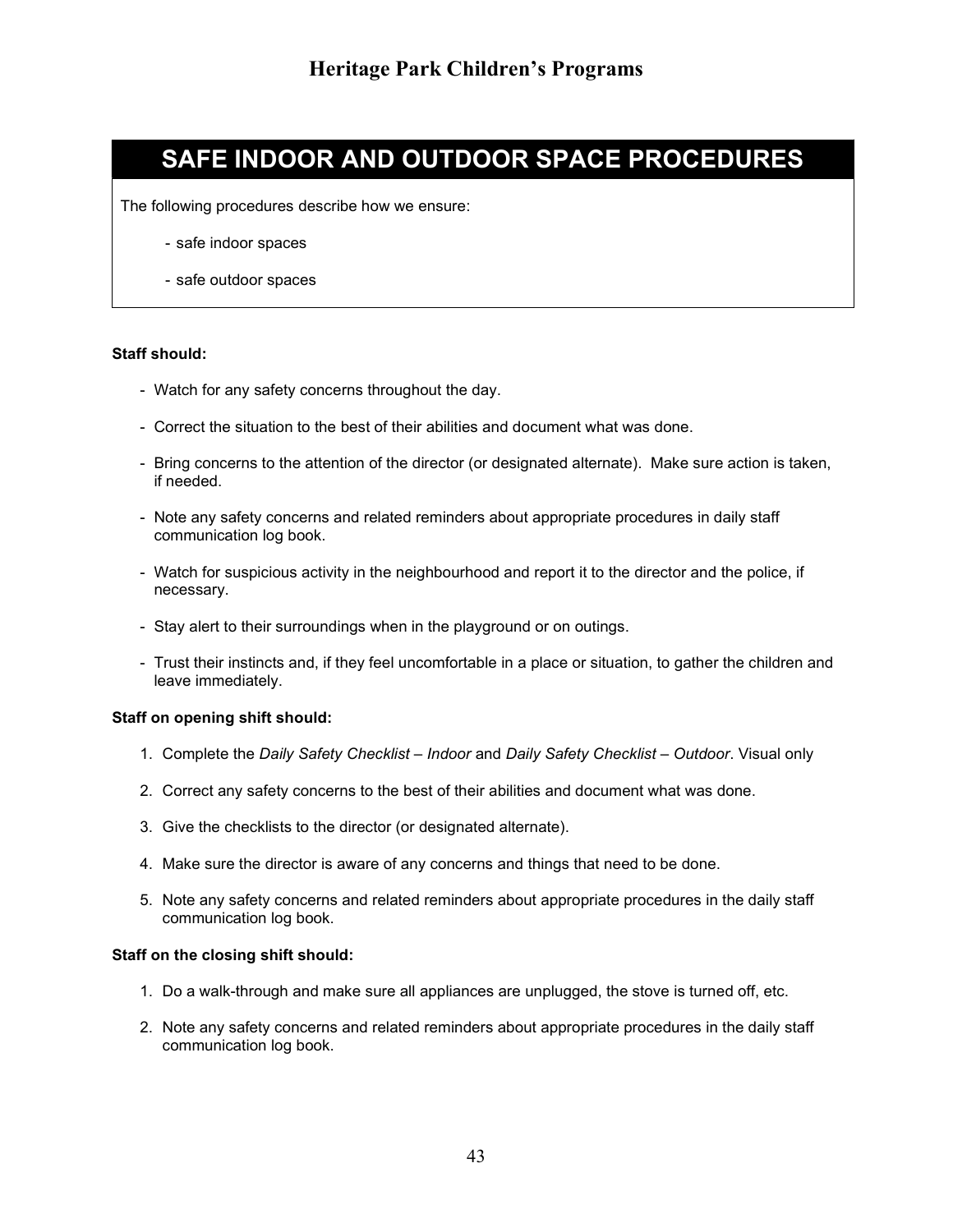# SAFE INDOOR AND OUTDOOR SPACE PROCEDURES

The following procedures describe how we ensure:

- safe indoor spaces
- safe outdoor spaces

**Staff should:**

- Watch for any safety concerns throughout the day.
- Correct the situation to the best of their abilities and document what was done.
- Bring concerns to the attention of the director (or designated alternate). Make sure action is taken, if needed.
- Note any safety concerns and related reminders about appropriate procedures in daily staff communication log book.
- Watch for suspicious activity in the neighbourhood and report it to the director and the police, if necessary.
- Stay alert to their surroundings when in the playground or on outings.
- Trust their instincts and, if they feel uncomfortable in a place or situation, to gather the children and leave immediately.

**Staff on opening shift should:**

1. Complete the *Daily Safety Checklist – Indoor* and *Daily Safety Checklist – Outdoor*. Visual only
2. Correct any safety concerns to the best of their abilities and document what was done.
3. Give the checklists to the director (or designated alternate).
4. Make sure the director is aware of any concerns and things that need to be done.
5. Note any safety concerns and related reminders about appropriate procedures in the daily staff communication log book.

**Staff on the closing shift should:**

1. Do a walk-through and make sure all appliances are unplugged, the stove is turned off, etc.
2. Note any safety concerns and related reminders about appropriate procedures in the daily staff communication log book.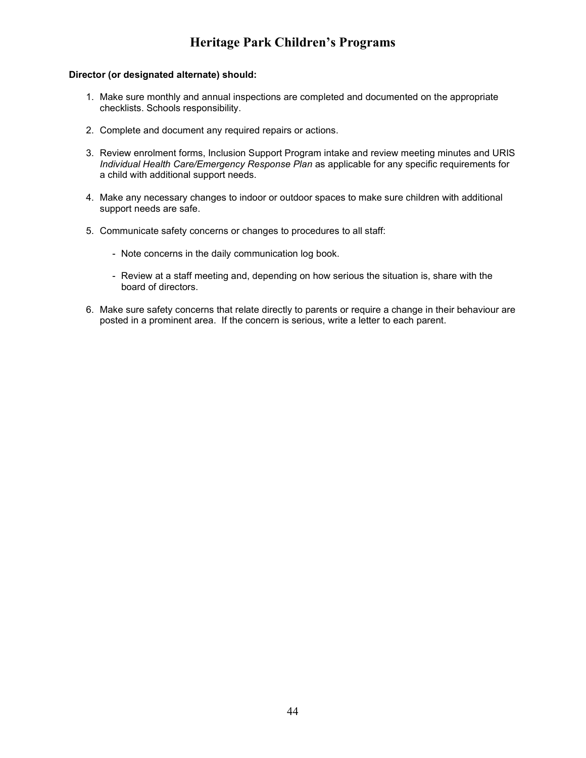**Director (or designated alternate) should:**

1. Make sure monthly and annual inspections are completed and documented on the appropriate checklists. Schools responsibility.

2. Complete and document any required repairs or actions.

3. Review enrolment forms, Inclusion Support Program intake and review meeting minutes and URIS *Individual Health Care/Emergency Response Plan* as applicable for any specific requirements for a child with additional support needs.

4. Make any necessary changes to indoor or outdoor spaces to make sure children with additional support needs are safe.

5. Communicate safety concerns or changes to procedures to all staff:

   - Note concerns in the daily communication log book.

   - Review at a staff meeting and, depending on how serious the situation is, share with the board of directors.

6. Make sure safety concerns that relate directly to parents or require a change in their behaviour are posted in a prominent area. If the concern is serious, write a letter to each parent.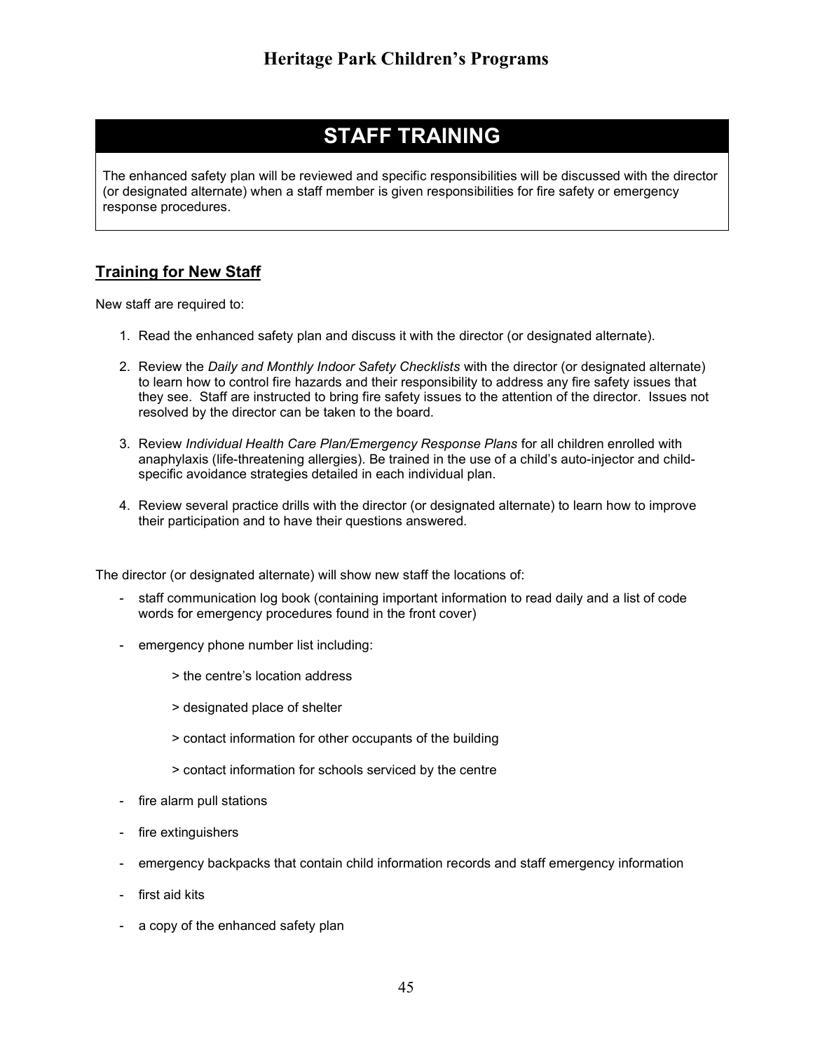# STAFF TRAINING

The enhanced safety plan will be reviewed and specific responsibilities will be discussed with the director (or designated alternate) when a staff member is given responsibilities for fire safety or emergency response procedures.

## Training for New Staff

New staff are required to:

1. Read the enhanced safety plan and discuss it with the director (or designated alternate).

2. Review the *Daily and Monthly Indoor Safety Checklists* with the director (or designated alternate) to learn how to control fire hazards and their responsibility to address any fire safety issues that they see. Staff are instructed to bring fire safety issues to the attention of the director. Issues not resolved by the director can be taken to the board.

3. Review *Individual Health Care Plan/Emergency Response Plans* for all children enrolled with anaphylaxis (life-threatening allergies). Be trained in the use of a child's auto-injector and child-specific avoidance strategies detailed in each individual plan.

4. Review several practice drills with the director (or designated alternate) to learn how to improve their participation and to have their questions answered.

The director (or designated alternate) will show new staff the locations of:

- staff communication log book (containing important information to read daily and a list of code words for emergency procedures found in the front cover)
- emergency phone number list including:
  - > the centre's location address
  - > designated place of shelter
  - > contact information for other occupants of the building
  - > contact information for schools serviced by the centre
- fire alarm pull stations
- fire extinguishers
- emergency backpacks that contain child information records and staff emergency information
- first aid kits
- a copy of the enhanced safety plan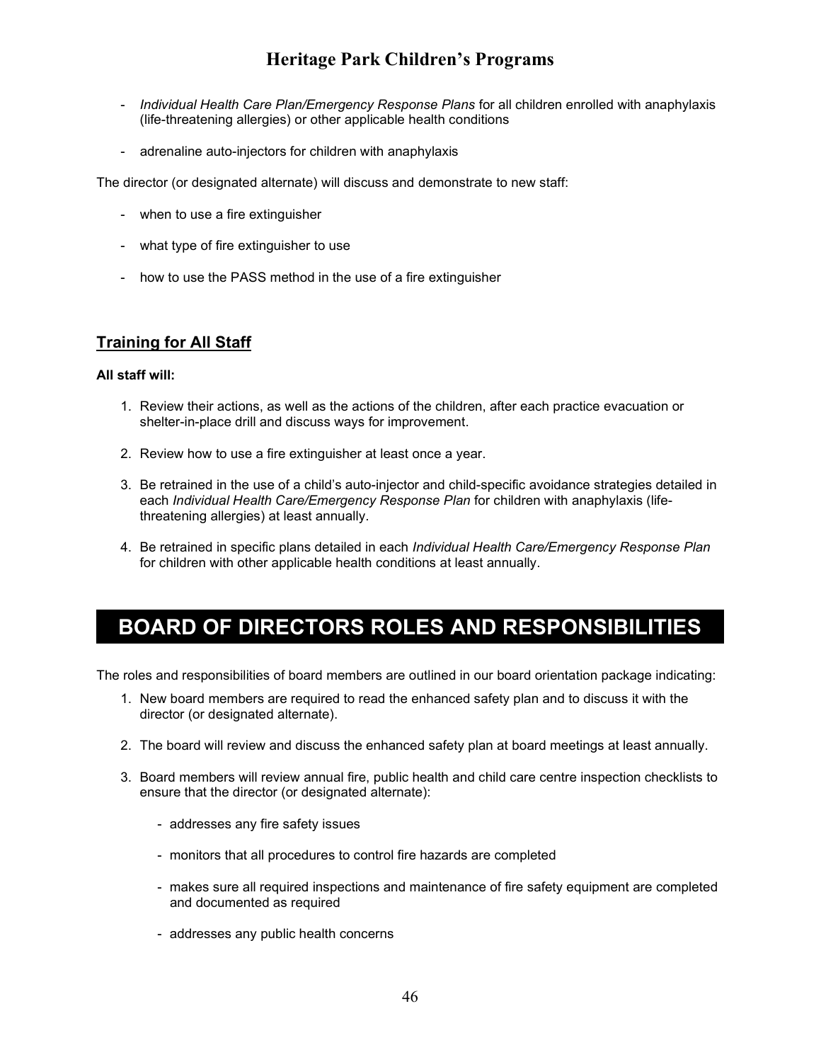- *Individual Health Care Plan/Emergency Response Plans* for all children enrolled with anaphylaxis (life-threatening allergies) or other applicable health conditions

- adrenaline auto-injectors for children with anaphylaxis

The director (or designated alternate) will discuss and demonstrate to new staff:

- when to use a fire extinguisher

- what type of fire extinguisher to use

- how to use the PASS method in the use of a fire extinguisher

## Training for All Staff

**All staff will:**

1. Review their actions, as well as the actions of the children, after each practice evacuation or shelter-in-place drill and discuss ways for improvement.

2. Review how to use a fire extinguisher at least once a year.

3. Be retrained in the use of a child's auto-injector and child-specific avoidance strategies detailed in each *Individual Health Care/Emergency Response Plan* for children with anaphylaxis (life-threatening allergies) at least annually.

4. Be retrained in specific plans detailed in each *Individual Health Care/Emergency Response Plan* for children with other applicable health conditions at least annually.

# BOARD OF DIRECTORS ROLES AND RESPONSIBILITIES

The roles and responsibilities of board members are outlined in our board orientation package indicating:

1. New board members are required to read the enhanced safety plan and to discuss it with the director (or designated alternate).

2. The board will review and discuss the enhanced safety plan at board meetings at least annually.

3. Board members will review annual fire, public health and child care centre inspection checklists to ensure that the director (or designated alternate):

   - addresses any fire safety issues

   - monitors that all procedures to control fire hazards are completed

   - makes sure all required inspections and maintenance of fire safety equipment are completed and documented as required

   - addresses any public health concerns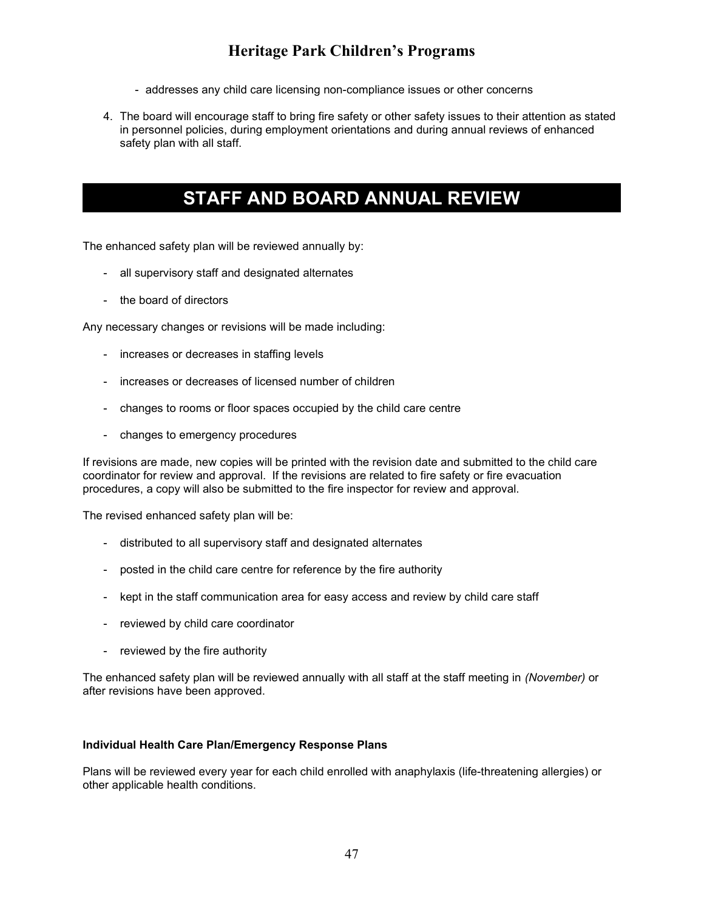- addresses any child care licensing non-compliance issues or other concerns

4. The board will encourage staff to bring fire safety or other safety issues to their attention as stated in personnel policies, during employment orientations and during annual reviews of enhanced safety plan with all staff.

# STAFF AND BOARD ANNUAL REVIEW

The enhanced safety plan will be reviewed annually by:

- all supervisory staff and designated alternates
- the board of directors

Any necessary changes or revisions will be made including:

- increases or decreases in staffing levels
- increases or decreases of licensed number of children
- changes to rooms or floor spaces occupied by the child care centre
- changes to emergency procedures

If revisions are made, new copies will be printed with the revision date and submitted to the child care coordinator for review and approval. If the revisions are related to fire safety or fire evacuation procedures, a copy will also be submitted to the fire inspector for review and approval.

The revised enhanced safety plan will be:

- distributed to all supervisory staff and designated alternates
- posted in the child care centre for reference by the fire authority
- kept in the staff communication area for easy access and review by child care staff
- reviewed by child care coordinator
- reviewed by the fire authority

The enhanced safety plan will be reviewed annually with all staff at the staff meeting in *(November)* or after revisions have been approved.

**Individual Health Care Plan/Emergency Response Plans**

Plans will be reviewed every year for each child enrolled with anaphylaxis (life-threatening allergies) or other applicable health conditions.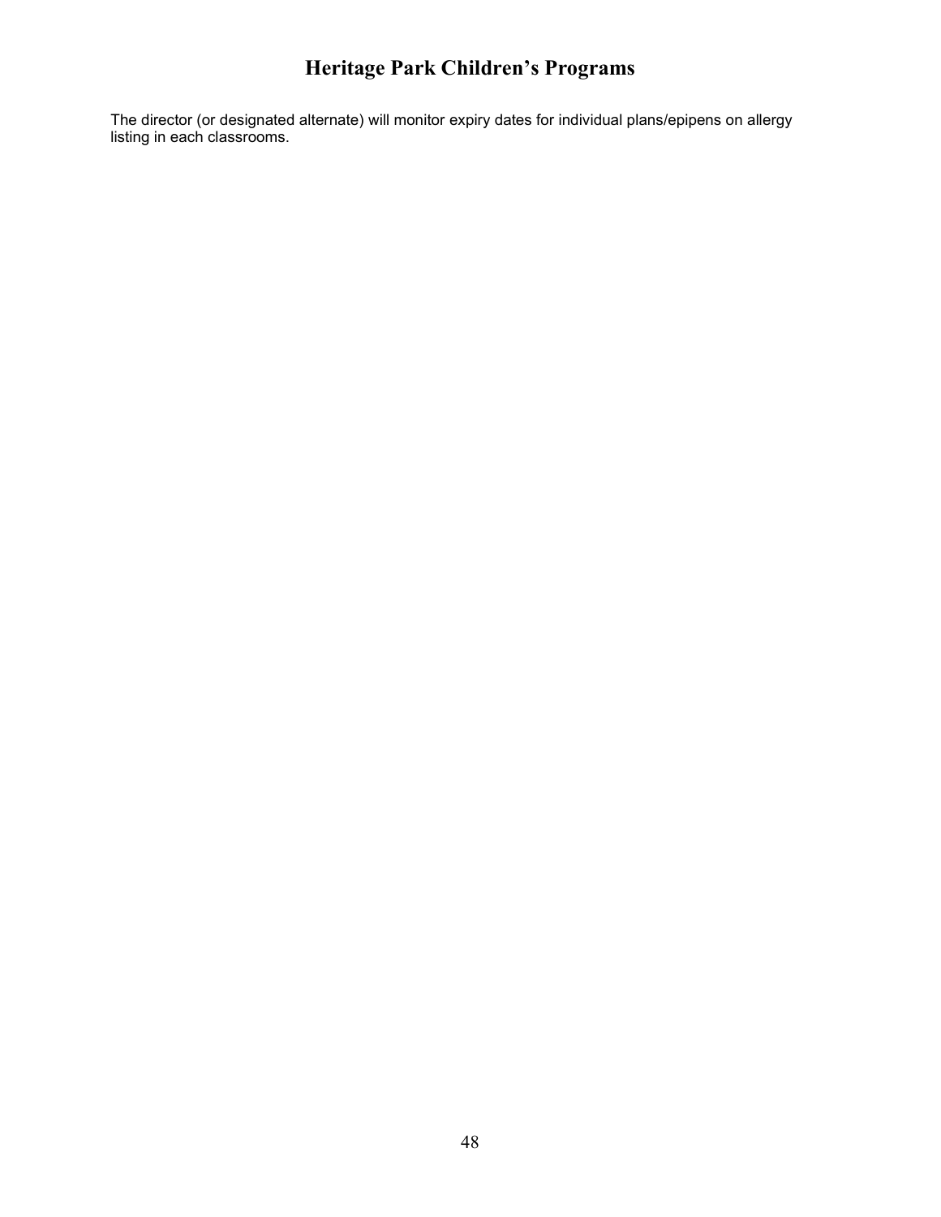The director (or designated alternate) will monitor expiry dates for individual plans/epipens on allergy listing in each classrooms.